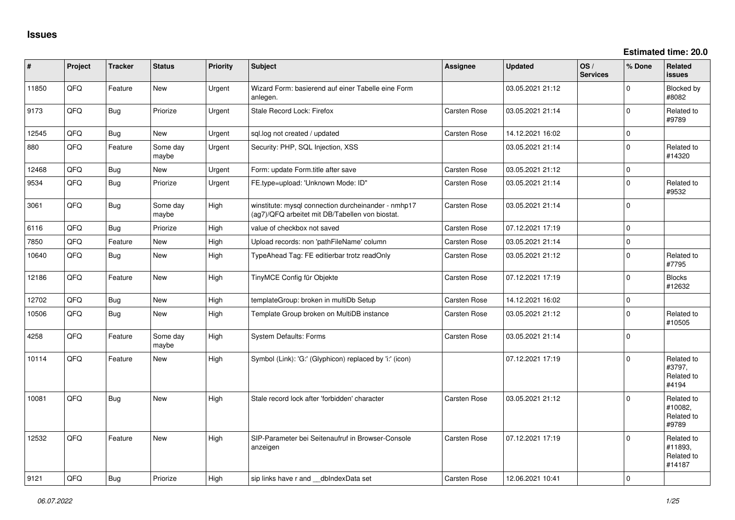# Issues

**Estimated time: 20.0**

| # | Project | Tracker | Status | Priority | Subject | Assignee | Updated | OS / Services | % Done | Related issues |
|---|---|---|---|---|---|---|---|---|---|---|
| 11850 | QFQ | Feature | New | Urgent | Wizard Form: basierend auf einer Tabelle eine Form anlegen. | | 03.05.2021 21:12 | | 0 | Blocked by #8082 |
| 9173 | QFQ | Bug | Priorize | Urgent | Stale Record Lock: Firefox | Carsten Rose | 03.05.2021 21:14 | | 0 | Related to #9789 |
| 12545 | QFQ | Bug | New | Urgent | sql.log not created / updated | Carsten Rose | 14.12.2021 16:02 | | 0 | |
| 880 | QFQ | Feature | Some day maybe | Urgent | Security: PHP, SQL Injection, XSS | | 03.05.2021 21:14 | | 0 | Related to #14320 |
| 12468 | QFQ | Bug | New | Urgent | Form: update Form.title after save | Carsten Rose | 03.05.2021 21:12 | | 0 | |
| 9534 | QFQ | Bug | Priorize | Urgent | FE.type=upload: 'Unknown Mode: ID" | Carsten Rose | 03.05.2021 21:14 | | 0 | Related to #9532 |
| 3061 | QFQ | Bug | Some day maybe | High | winstitute: mysql connection durcheinander - nmhp17 (ag7)/QFQ arbeitet mit DB/Tabellen von biostat. | Carsten Rose | 03.05.2021 21:14 | | 0 | |
| 6116 | QFQ | Bug | Priorize | High | value of checkbox not saved | Carsten Rose | 07.12.2021 17:19 | | 0 | |
| 7850 | QFQ | Feature | New | High | Upload records: non 'pathFileName' column | Carsten Rose | 03.05.2021 21:14 | | 0 | |
| 10640 | QFQ | Bug | New | High | TypeAhead Tag: FE editierbar trotz readOnly | Carsten Rose | 03.05.2021 21:12 | | 0 | Related to #7795 |
| 12186 | QFQ | Feature | New | High | TinyMCE Config für Objekte | Carsten Rose | 07.12.2021 17:19 | | 0 | Blocks #12632 |
| 12702 | QFQ | Bug | New | High | templateGroup: broken in multiDb Setup | Carsten Rose | 14.12.2021 16:02 | | 0 | |
| 10506 | QFQ | Bug | New | High | Template Group broken on MultiDB instance | Carsten Rose | 03.05.2021 21:12 | | 0 | Related to #10505 |
| 4258 | QFQ | Feature | Some day maybe | High | System Defaults: Forms | Carsten Rose | 03.05.2021 21:14 | | 0 | |
| 10114 | QFQ | Feature | New | High | Symbol (Link): 'G:' (Glyphicon) replaced by 'i:' (icon) | | 07.12.2021 17:19 | | 0 | Related to #3797, Related to #4194 |
| 10081 | QFQ | Bug | New | High | Stale record lock after 'forbidden' character | Carsten Rose | 03.05.2021 21:12 | | 0 | Related to #10082, Related to #9789 |
| 12532 | QFQ | Feature | New | High | SIP-Parameter bei Seitenaufruf in Browser-Console anzeigen | Carsten Rose | 07.12.2021 17:19 | | 0 | Related to #11893, Related to #14187 |
| 9121 | QFQ | Bug | Priorize | High | sip links have r and __dbIndexData set | Carsten Rose | 12.06.2021 10:41 | | 0 | |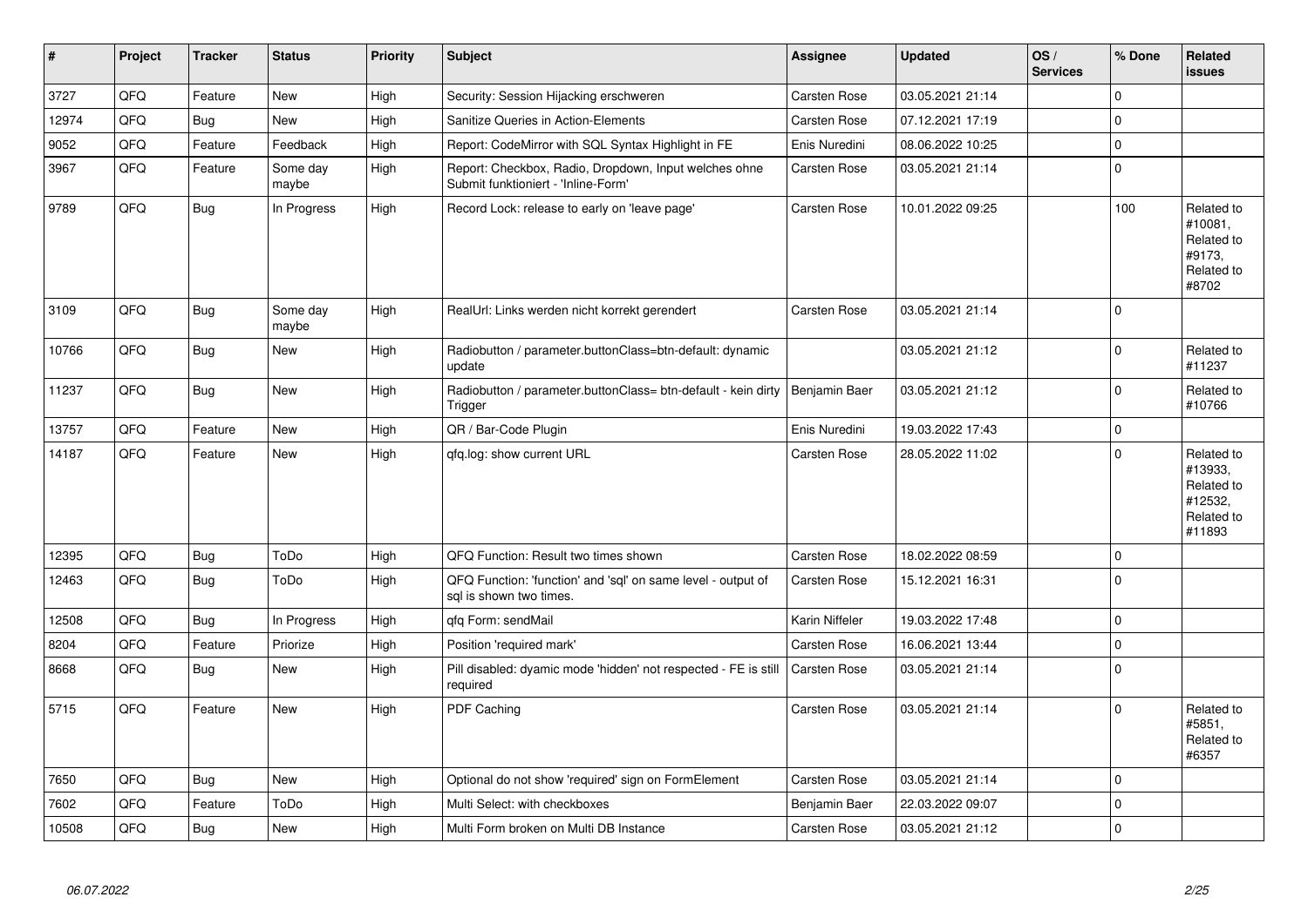| # | Project | Tracker | Status | Priority | Subject | Assignee | Updated | OS / Services | % Done | Related issues |
|---|---|---|---|---|---|---|---|---|---|---|
| 3727 | QFQ | Feature | New | High | Security: Session Hijacking erschweren | Carsten Rose | 03.05.2021 21:14 | | 0 | |
| 12974 | QFQ | Bug | New | High | Sanitize Queries in Action-Elements | Carsten Rose | 07.12.2021 17:19 | | 0 | |
| 9052 | QFQ | Feature | Feedback | High | Report: CodeMirror with SQL Syntax Highlight in FE | Enis Nuredini | 08.06.2022 10:25 | | 0 | |
| 3967 | QFQ | Feature | Some day maybe | High | Report: Checkbox, Radio, Dropdown, Input welches ohne Submit funktioniert - 'Inline-Form' | Carsten Rose | 03.05.2021 21:14 | | 0 | |
| 9789 | QFQ | Bug | In Progress | High | Record Lock: release to early on 'leave page' | Carsten Rose | 10.01.2022 09:25 | | 100 | Related to #10081, Related to #9173, Related to #8702 |
| 3109 | QFQ | Bug | Some day maybe | High | RealUrl: Links werden nicht korrekt gerendert | Carsten Rose | 03.05.2021 21:14 | | 0 | |
| 10766 | QFQ | Bug | New | High | Radiobutton / parameter.buttonClass=btn-default: dynamic update | | 03.05.2021 21:12 | | 0 | Related to #11237 |
| 11237 | QFQ | Bug | New | High | Radiobutton / parameter.buttonClass= btn-default - kein dirty Trigger | Benjamin Baer | 03.05.2021 21:12 | | 0 | Related to #10766 |
| 13757 | QFQ | Feature | New | High | QR / Bar-Code Plugin | Enis Nuredini | 19.03.2022 17:43 | | 0 | |
| 14187 | QFQ | Feature | New | High | qfq.log: show current URL | Carsten Rose | 28.05.2022 11:02 | | 0 | Related to #13933, Related to #12532, Related to #11893 |
| 12395 | QFQ | Bug | ToDo | High | QFQ Function: Result two times shown | Carsten Rose | 18.02.2022 08:59 | | 0 | |
| 12463 | QFQ | Bug | ToDo | High | QFQ Function: 'function' and 'sql' on same level - output of sql is shown two times. | Carsten Rose | 15.12.2021 16:31 | | 0 | |
| 12508 | QFQ | Bug | In Progress | High | qfq Form: sendMail | Karin Niffeler | 19.03.2022 17:48 | | 0 | |
| 8204 | QFQ | Feature | Priorize | High | Position 'required mark' | Carsten Rose | 16.06.2021 13:44 | | 0 | |
| 8668 | QFQ | Bug | New | High | Pill disabled: dyamic mode 'hidden' not respected - FE is still required | Carsten Rose | 03.05.2021 21:14 | | 0 | |
| 5715 | QFQ | Feature | New | High | PDF Caching | Carsten Rose | 03.05.2021 21:14 | | 0 | Related to #5851, Related to #6357 |
| 7650 | QFQ | Bug | New | High | Optional do not show 'required' sign on FormElement | Carsten Rose | 03.05.2021 21:14 | | 0 | |
| 7602 | QFQ | Feature | ToDo | High | Multi Select: with checkboxes | Benjamin Baer | 22.03.2022 09:07 | | 0 | |
| 10508 | QFQ | Bug | New | High | Multi Form broken on Multi DB Instance | Carsten Rose | 03.05.2021 21:12 | | 0 | |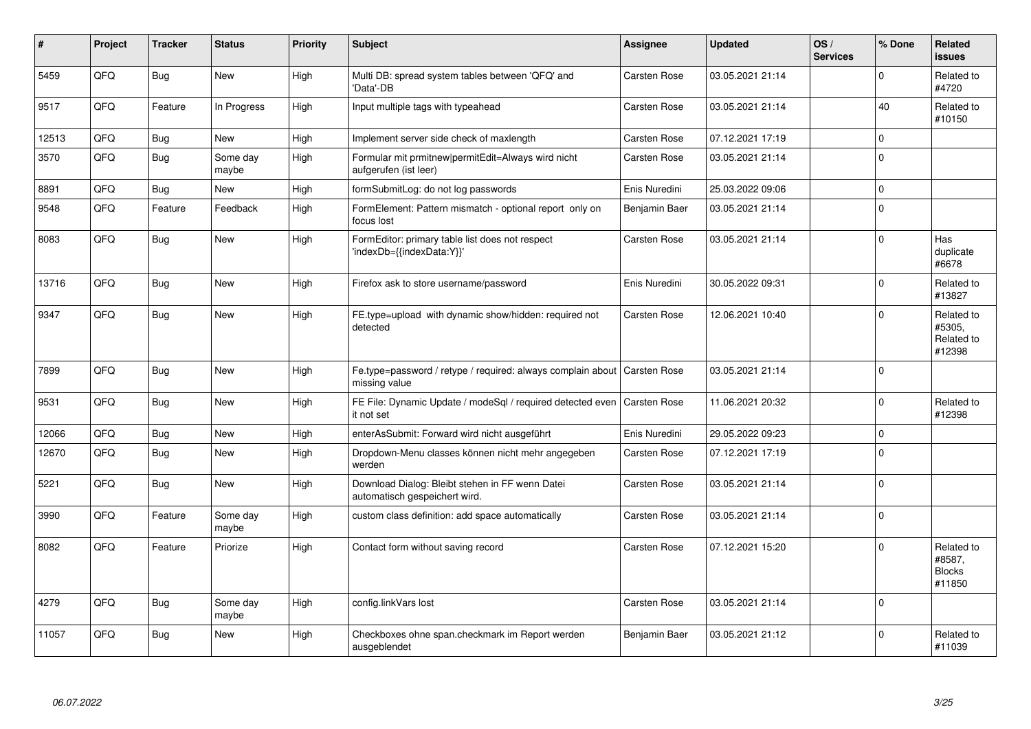| # | Project | Tracker | Status | Priority | Subject | Assignee | Updated | OS / Services | % Done | Related issues |
|---|---|---|---|---|---|---|---|---|---|---|
| 5459 | QFQ | Bug | New | High | Multi DB: spread system tables between 'QFQ' and 'Data'-DB | Carsten Rose | 03.05.2021 21:14 | | 0 | Related to #4720 |
| 9517 | QFQ | Feature | In Progress | High | Input multiple tags with typeahead | Carsten Rose | 03.05.2021 21:14 | | 40 | Related to #10150 |
| 12513 | QFQ | Bug | New | High | Implement server side check of maxlength | Carsten Rose | 07.12.2021 17:19 | | 0 | |
| 3570 | QFQ | Bug | Some day maybe | High | Formular mit prmitnew\|permitEdit=Always wird nicht aufgerufen (ist leer) | Carsten Rose | 03.05.2021 21:14 | | 0 | |
| 8891 | QFQ | Bug | New | High | formSubmitLog: do not log passwords | Enis Nuredini | 25.03.2022 09:06 | | 0 | |
| 9548 | QFQ | Feature | Feedback | High | FormElement: Pattern mismatch - optional report only on focus lost | Benjamin Baer | 03.05.2021 21:14 | | 0 | |
| 8083 | QFQ | Bug | New | High | FormEditor: primary table list does not respect 'indexDb={{indexData:Y}}' | Carsten Rose | 03.05.2021 21:14 | | 0 | Has duplicate #6678 |
| 13716 | QFQ | Bug | New | High | Firefox ask to store username/password | Enis Nuredini | 30.05.2022 09:31 | | 0 | Related to #13827 |
| 9347 | QFQ | Bug | New | High | FE.type=upload with dynamic show/hidden: required not detected | Carsten Rose | 12.06.2021 10:40 | | 0 | Related to #5305, Related to #12398 |
| 7899 | QFQ | Bug | New | High | Fe.type=password / retype / required: always complain about missing value | Carsten Rose | 03.05.2021 21:14 | | 0 | |
| 9531 | QFQ | Bug | New | High | FE File: Dynamic Update / modeSql / required detected even it not set | Carsten Rose | 11.06.2021 20:32 | | 0 | Related to #12398 |
| 12066 | QFQ | Bug | New | High | enterAsSubmit: Forward wird nicht ausgeführt | Enis Nuredini | 29.05.2022 09:23 | | 0 | |
| 12670 | QFQ | Bug | New | High | Dropdown-Menu classes können nicht mehr angegeben werden | Carsten Rose | 07.12.2021 17:19 | | 0 | |
| 5221 | QFQ | Bug | New | High | Download Dialog: Bleibt stehen in FF wenn Datei automatisch gespeichert wird. | Carsten Rose | 03.05.2021 21:14 | | 0 | |
| 3990 | QFQ | Feature | Some day maybe | High | custom class definition: add space automatically | Carsten Rose | 03.05.2021 21:14 | | 0 | |
| 8082 | QFQ | Feature | Priorize | High | Contact form without saving record | Carsten Rose | 07.12.2021 15:20 | | 0 | Related to #8587, Blocks #11850 |
| 4279 | QFQ | Bug | Some day maybe | High | config.linkVars lost | Carsten Rose | 03.05.2021 21:14 | | 0 | |
| 11057 | QFQ | Bug | New | High | Checkboxes ohne span.checkmark im Report werden ausgeblendet | Benjamin Baer | 03.05.2021 21:12 | | 0 | Related to #11039 |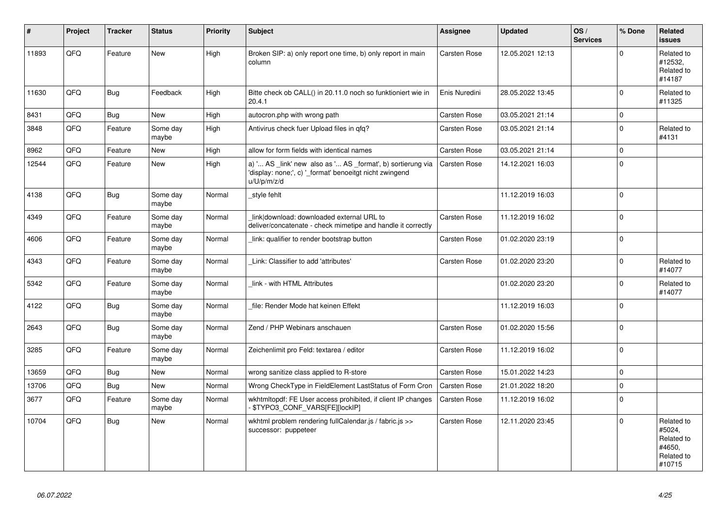| # | Project | Tracker | Status | Priority | Subject | Assignee | Updated | OS / Services | % Done | Related issues |
|---|---|---|---|---|---|---|---|---|---|---|
| 11893 | QFQ | Feature | New | High | Broken SIP: a) only report one time, b) only report in main column | Carsten Rose | 12.05.2021 12:13 | | 0 | Related to #12532, Related to #14187 |
| 11630 | QFQ | Bug | Feedback | High | Bitte check ob CALL() in 20.11.0 noch so funktioniert wie in 20.4.1 | Enis Nuredini | 28.05.2022 13:45 | | 0 | Related to #11325 |
| 8431 | QFQ | Bug | New | High | autocron.php with wrong path | Carsten Rose | 03.05.2021 21:14 | | 0 | |
| 3848 | QFQ | Feature | Some day maybe | High | Antivirus check fuer Upload files in qfq? | Carsten Rose | 03.05.2021 21:14 | | 0 | Related to #4131 |
| 8962 | QFQ | Feature | New | High | allow for form fields with identical names | Carsten Rose | 03.05.2021 21:14 | | 0 | |
| 12544 | QFQ | Feature | New | High | a) '... AS _link' new also as '... AS _format', b) sortierung via 'display: none;', c) '_format' benoeitgt nicht zwingend u/U/p/m/z/d | Carsten Rose | 14.12.2021 16:03 | | 0 | |
| 4138 | QFQ | Bug | Some day maybe | Normal | _style fehlt | | 11.12.2019 16:03 | | 0 | |
| 4349 | QFQ | Feature | Some day maybe | Normal | _link\|download: downloaded external URL to deliver/concatenate - check mimetipe and handle it correctly | Carsten Rose | 11.12.2019 16:02 | | 0 | |
| 4606 | QFQ | Feature | Some day maybe | Normal | _link: qualifier to render bootstrap button | Carsten Rose | 01.02.2020 23:19 | | 0 | |
| 4343 | QFQ | Feature | Some day maybe | Normal | _Link: Classifier to add 'attributes' | Carsten Rose | 01.02.2020 23:20 | | 0 | Related to #14077 |
| 5342 | QFQ | Feature | Some day maybe | Normal | _link - with HTML Attributes | | 01.02.2020 23:20 | | 0 | Related to #14077 |
| 4122 | QFQ | Bug | Some day maybe | Normal | _file: Render Mode hat keinen Effekt | | 11.12.2019 16:03 | | 0 | |
| 2643 | QFQ | Bug | Some day maybe | Normal | Zend / PHP Webinars anschauen | Carsten Rose | 01.02.2020 15:56 | | 0 | |
| 3285 | QFQ | Feature | Some day maybe | Normal | Zeichenlimit pro Feld: textarea / editor | Carsten Rose | 11.12.2019 16:02 | | 0 | |
| 13659 | QFQ | Bug | New | Normal | wrong sanitize class applied to R-store | Carsten Rose | 15.01.2022 14:23 | | 0 | |
| 13706 | QFQ | Bug | New | Normal | Wrong CheckType in FieldElement LastStatus of Form Cron | Carsten Rose | 21.01.2022 18:20 | | 0 | |
| 3677 | QFQ | Feature | Some day maybe | Normal | wkhtmltopdf: FE User access prohibited, if client IP changes - $TYPO3_CONF_VARS[FE][lockIP] | Carsten Rose | 11.12.2019 16:02 | | 0 | |
| 10704 | QFQ | Bug | New | Normal | wkhtml problem rendering fullCalendar.js / fabric.js >> successor: puppeteer | Carsten Rose | 12.11.2020 23:45 | | 0 | Related to #5024, Related to #4650, Related to #10715 |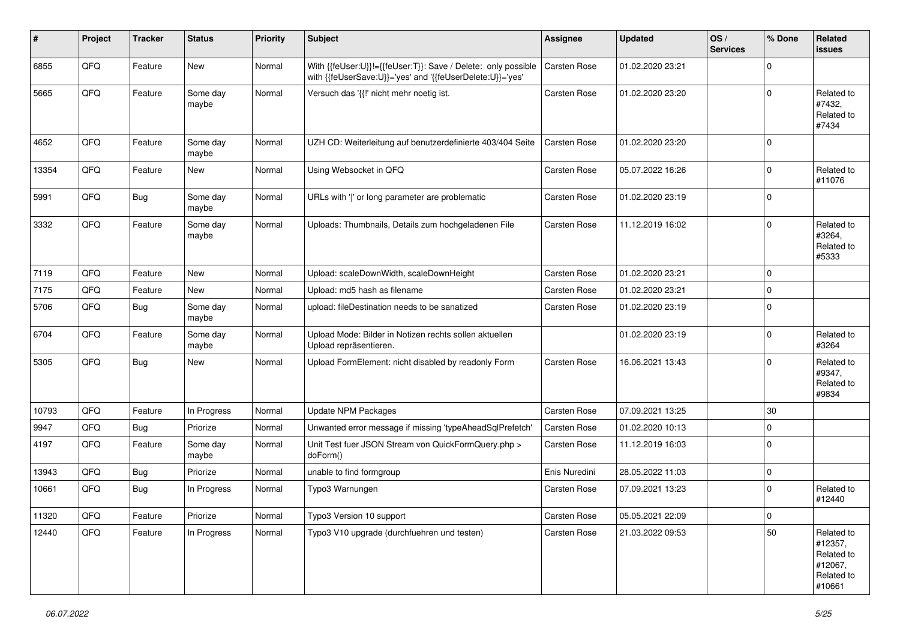| # | Project | Tracker | Status | Priority | Subject | Assignee | Updated | OS / Services | % Done | Related issues |
|---|---|---|---|---|---|---|---|---|---|---|
| 6855 | QFQ | Feature | New | Normal | With {{feUser:U}}!={{feUser:T}}: Save / Delete: only possible with {{feUserSave:U}}='yes' and '{{feUserDelete:U}}='yes' | Carsten Rose | 01.02.2020 23:21 | | 0 | |
| 5665 | QFQ | Feature | Some day maybe | Normal | Versuch das '{{!' nicht mehr noetig ist. | Carsten Rose | 01.02.2020 23:20 | | 0 | Related to #7432, Related to #7434 |
| 4652 | QFQ | Feature | Some day maybe | Normal | UZH CD: Weiterleitung auf benutzerdefinierte 403/404 Seite | Carsten Rose | 01.02.2020 23:20 | | 0 | |
| 13354 | QFQ | Feature | New | Normal | Using Websocket in QFQ | Carsten Rose | 05.07.2022 16:26 | | 0 | Related to #11076 |
| 5991 | QFQ | Bug | Some day maybe | Normal | URLs with '|' or long parameter are problematic | Carsten Rose | 01.02.2020 23:19 | | 0 | |
| 3332 | QFQ | Feature | Some day maybe | Normal | Uploads: Thumbnails, Details zum hochgeladenen File | Carsten Rose | 11.12.2019 16:02 | | 0 | Related to #3264, Related to #5333 |
| 7119 | QFQ | Feature | New | Normal | Upload: scaleDownWidth, scaleDownHeight | Carsten Rose | 01.02.2020 23:21 | | 0 | |
| 7175 | QFQ | Feature | New | Normal | Upload: md5 hash as filename | Carsten Rose | 01.02.2020 23:21 | | 0 | |
| 5706 | QFQ | Bug | Some day maybe | Normal | upload: fileDestination needs to be sanatized | Carsten Rose | 01.02.2020 23:19 | | 0 | |
| 6704 | QFQ | Feature | Some day maybe | Normal | Upload Mode: Bilder in Notizen rechts sollen aktuellen Upload repräsentieren. | | 01.02.2020 23:19 | | 0 | Related to #3264 |
| 5305 | QFQ | Bug | New | Normal | Upload FormElement: nicht disabled by readonly Form | Carsten Rose | 16.06.2021 13:43 | | 0 | Related to #9347, Related to #9834 |
| 10793 | QFQ | Feature | In Progress | Normal | Update NPM Packages | Carsten Rose | 07.09.2021 13:25 | | 30 | |
| 9947 | QFQ | Bug | Priorize | Normal | Unwanted error message if missing 'typeAheadSqlPrefetch' | Carsten Rose | 01.02.2020 10:13 | | 0 | |
| 4197 | QFQ | Feature | Some day maybe | Normal | Unit Test fuer JSON Stream von QuickFormQuery.php > doForm() | Carsten Rose | 11.12.2019 16:03 | | 0 | |
| 13943 | QFQ | Bug | Priorize | Normal | unable to find formgroup | Enis Nuredini | 28.05.2022 11:03 | | 0 | |
| 10661 | QFQ | Bug | In Progress | Normal | Typo3 Warnungen | Carsten Rose | 07.09.2021 13:23 | | 0 | Related to #12440 |
| 11320 | QFQ | Feature | Priorize | Normal | Typo3 Version 10 support | Carsten Rose | 05.05.2021 22:09 | | 0 | |
| 12440 | QFQ | Feature | In Progress | Normal | Typo3 V10 upgrade (durchfuehren und testen) | Carsten Rose | 21.03.2022 09:53 | | 50 | Related to #12357, Related to #12067, Related to #10661 |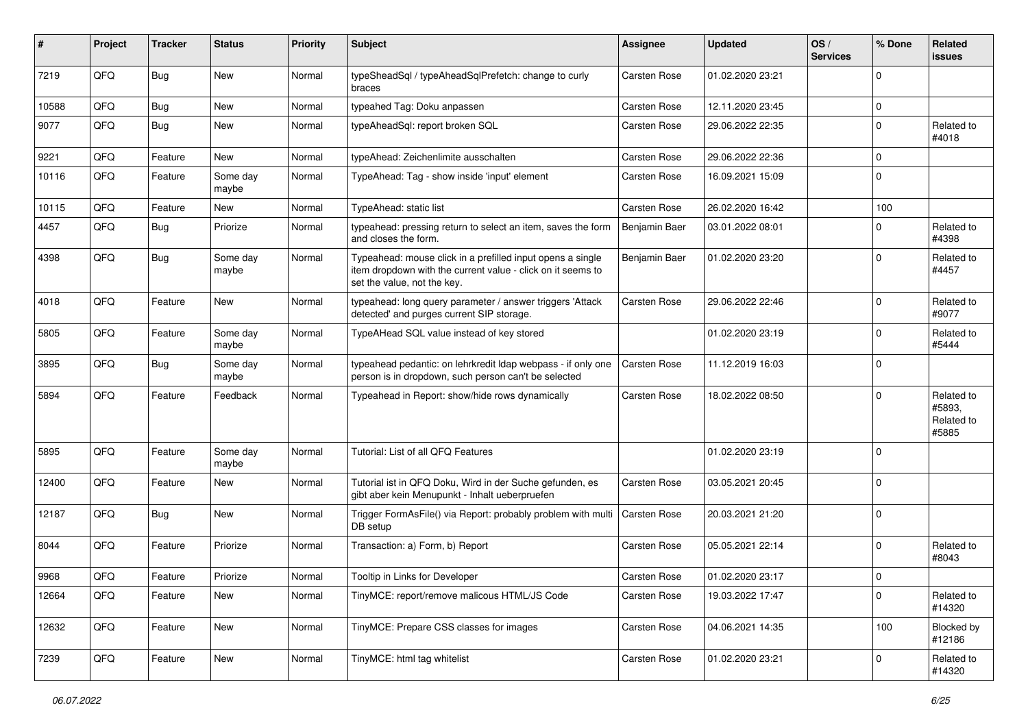| # | Project | Tracker | Status | Priority | Subject | Assignee | Updated | OS / Services | % Done | Related issues |
|---|---|---|---|---|---|---|---|---|---|---|
| 7219 | QFQ | Bug | New | Normal | typeSheadSql / typeAheadSqlPrefetch: change to curly braces | Carsten Rose | 01.02.2020 23:21 | | 0 | |
| 10588 | QFQ | Bug | New | Normal | typeahed Tag: Doku anpassen | Carsten Rose | 12.11.2020 23:45 | | 0 | |
| 9077 | QFQ | Bug | New | Normal | typeAheadSql: report broken SQL | Carsten Rose | 29.06.2022 22:35 | | 0 | Related to #4018 |
| 9221 | QFQ | Feature | New | Normal | typeAhead: Zeichenlimite ausschalten | Carsten Rose | 29.06.2022 22:36 | | 0 | |
| 10116 | QFQ | Feature | Some day maybe | Normal | TypeAhead: Tag - show inside 'input' element | Carsten Rose | 16.09.2021 15:09 | | 0 | |
| 10115 | QFQ | Feature | New | Normal | TypeAhead: static list | Carsten Rose | 26.02.2020 16:42 | | 100 | |
| 4457 | QFQ | Bug | Priorize | Normal | typeahead: pressing return to select an item, saves the form and closes the form. | Benjamin Baer | 03.01.2022 08:01 | | 0 | Related to #4398 |
| 4398 | QFQ | Bug | Some day maybe | Normal | Typeahead: mouse click in a prefilled input opens a single item dropdown with the current value - click on it seems to set the value, not the key. | Benjamin Baer | 01.02.2020 23:20 | | 0 | Related to #4457 |
| 4018 | QFQ | Feature | New | Normal | typeahead: long query parameter / answer triggers 'Attack detected' and purges current SIP storage. | Carsten Rose | 29.06.2022 22:46 | | 0 | Related to #9077 |
| 5805 | QFQ | Feature | Some day maybe | Normal | TypeAHead SQL value instead of key stored | | 01.02.2020 23:19 | | 0 | Related to #5444 |
| 3895 | QFQ | Bug | Some day maybe | Normal | typeahead pedantic: on lehrkredit ldap webpass - if only one person is in dropdown, such person can't be selected | Carsten Rose | 11.12.2019 16:03 | | 0 | |
| 5894 | QFQ | Feature | Feedback | Normal | Typeahead in Report: show/hide rows dynamically | Carsten Rose | 18.02.2022 08:50 | | 0 | Related to #5893, Related to #5885 |
| 5895 | QFQ | Feature | Some day maybe | Normal | Tutorial: List of all QFQ Features | | 01.02.2020 23:19 | | 0 | |
| 12400 | QFQ | Feature | New | Normal | Tutorial ist in QFQ Doku, Wird in der Suche gefunden, es gibt aber kein Menupunkt - Inhalt ueberpruefen | Carsten Rose | 03.05.2021 20:45 | | 0 | |
| 12187 | QFQ | Bug | New | Normal | Trigger FormAsFile() via Report: probably problem with multi DB setup | Carsten Rose | 20.03.2021 21:20 | | 0 | |
| 8044 | QFQ | Feature | Priorize | Normal | Transaction: a) Form, b) Report | Carsten Rose | 05.05.2021 22:14 | | 0 | Related to #8043 |
| 9968 | QFQ | Feature | Priorize | Normal | Tooltip in Links for Developer | Carsten Rose | 01.02.2020 23:17 | | 0 | |
| 12664 | QFQ | Feature | New | Normal | TinyMCE: report/remove malicous HTML/JS Code | Carsten Rose | 19.03.2022 17:47 | | 0 | Related to #14320 |
| 12632 | QFQ | Feature | New | Normal | TinyMCE: Prepare CSS classes for images | Carsten Rose | 04.06.2021 14:35 | | 100 | Blocked by #12186 |
| 7239 | QFQ | Feature | New | Normal | TinyMCE: html tag whitelist | Carsten Rose | 01.02.2020 23:21 | | 0 | Related to #14320 |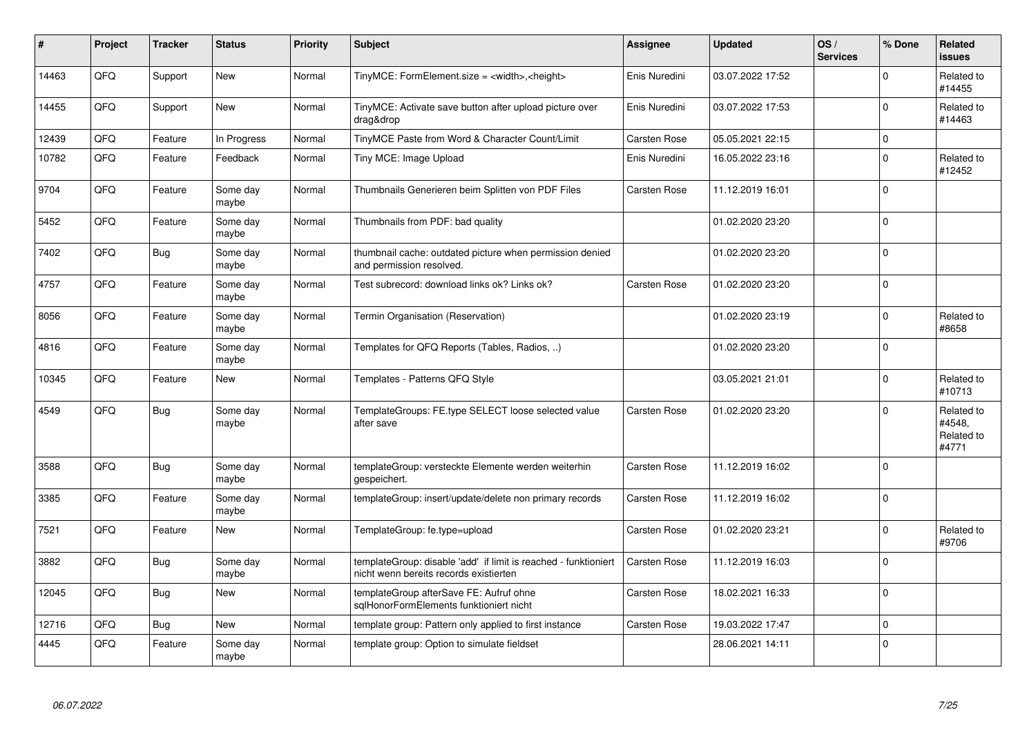| # | Project | Tracker | Status | Priority | Subject | Assignee | Updated | OS / Services | % Done | Related issues |
|---|---|---|---|---|---|---|---|---|---|---|
| 14463 | QFQ | Support | New | Normal | TinyMCE: FormElement.size = <width>,<height> | Enis Nuredini | 03.07.2022 17:52 | | 0 | Related to #14455 |
| 14455 | QFQ | Support | New | Normal | TinyMCE: Activate save button after upload picture over drag&drop | Enis Nuredini | 03.07.2022 17:53 | | 0 | Related to #14463 |
| 12439 | QFQ | Feature | In Progress | Normal | TinyMCE Paste from Word & Character Count/Limit | Carsten Rose | 05.05.2021 22:15 | | 0 | |
| 10782 | QFQ | Feature | Feedback | Normal | Tiny MCE: Image Upload | Enis Nuredini | 16.05.2022 23:16 | | 0 | Related to #12452 |
| 9704 | QFQ | Feature | Some day maybe | Normal | Thumbnails Generieren beim Splitten von PDF Files | Carsten Rose | 11.12.2019 16:01 | | 0 | |
| 5452 | QFQ | Feature | Some day maybe | Normal | Thumbnails from PDF: bad quality | | 01.02.2020 23:20 | | 0 | |
| 7402 | QFQ | Bug | Some day maybe | Normal | thumbnail cache: outdated picture when permission denied and permission resolved. | | 01.02.2020 23:20 | | 0 | |
| 4757 | QFQ | Feature | Some day maybe | Normal | Test subrecord: download links ok? Links ok? | Carsten Rose | 01.02.2020 23:20 | | 0 | |
| 8056 | QFQ | Feature | Some day maybe | Normal | Termin Organisation (Reservation) | | 01.02.2020 23:19 | | 0 | Related to #8658 |
| 4816 | QFQ | Feature | Some day maybe | Normal | Templates for QFQ Reports (Tables, Radios, ..) | | 01.02.2020 23:20 | | 0 | |
| 10345 | QFQ | Feature | New | Normal | Templates - Patterns QFQ Style | | 03.05.2021 21:01 | | 0 | Related to #10713 |
| 4549 | QFQ | Bug | Some day maybe | Normal | TemplateGroups: FE.type SELECT loose selected value after save | Carsten Rose | 01.02.2020 23:20 | | 0 | Related to #4548, Related to #4771 |
| 3588 | QFQ | Bug | Some day maybe | Normal | templateGroup: versteckte Elemente werden weiterhin gespeichert. | Carsten Rose | 11.12.2019 16:02 | | 0 | |
| 3385 | QFQ | Feature | Some day maybe | Normal | templateGroup: insert/update/delete non primary records | Carsten Rose | 11.12.2019 16:02 | | 0 | |
| 7521 | QFQ | Feature | New | Normal | TemplateGroup: fe.type=upload | Carsten Rose | 01.02.2020 23:21 | | 0 | Related to #9706 |
| 3882 | QFQ | Bug | Some day maybe | Normal | templateGroup: disable 'add' if limit is reached - funktioniert nicht wenn bereits records existierten | Carsten Rose | 11.12.2019 16:03 | | 0 | |
| 12045 | QFQ | Bug | New | Normal | templateGroup afterSave FE: Aufruf ohne sqlHonorFormElements funktioniert nicht | Carsten Rose | 18.02.2021 16:33 | | 0 | |
| 12716 | QFQ | Bug | New | Normal | template group: Pattern only applied to first instance | Carsten Rose | 19.03.2022 17:47 | | 0 | |
| 4445 | QFQ | Feature | Some day maybe | Normal | template group: Option to simulate fieldset | | 28.06.2021 14:11 | | 0 | |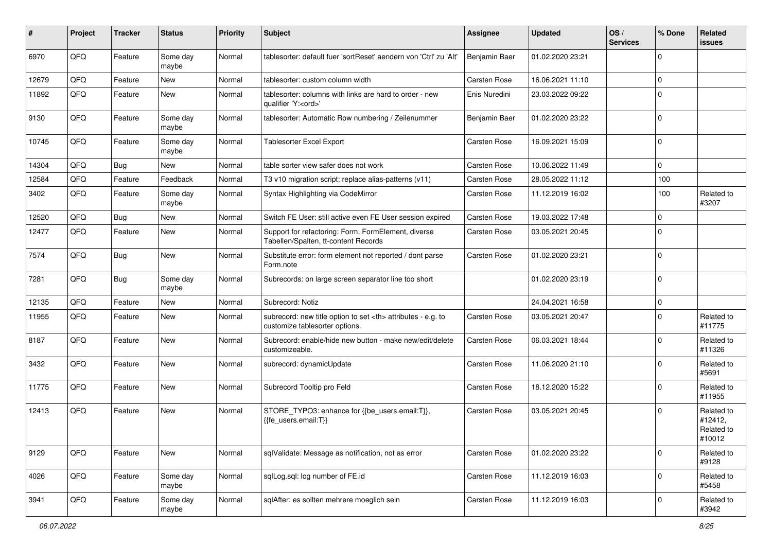| # | Project | Tracker | Status | Priority | Subject | Assignee | Updated | OS / Services | % Done | Related issues |
|---|---|---|---|---|---|---|---|---|---|---|
| 6970 | QFQ | Feature | Some day maybe | Normal | tablesorter: default fuer 'sortReset' aendern von 'Ctrl' zu 'Alt' | Benjamin Baer | 01.02.2020 23:21 | | 0 | |
| 12679 | QFQ | Feature | New | Normal | tablesorter: custom column width | Carsten Rose | 16.06.2021 11:10 | | 0 | |
| 11892 | QFQ | Feature | New | Normal | tablesorter: columns with links are hard to order - new qualifier 'Y:<ord>' | Enis Nuredini | 23.03.2022 09:22 | | 0 | |
| 9130 | QFQ | Feature | Some day maybe | Normal | tablesorter: Automatic Row numbering / Zeilenummer | Benjamin Baer | 01.02.2020 23:22 | | 0 | |
| 10745 | QFQ | Feature | Some day maybe | Normal | Tablesorter Excel Export | Carsten Rose | 16.09.2021 15:09 | | 0 | |
| 14304 | QFQ | Bug | New | Normal | table sorter view safer does not work | Carsten Rose | 10.06.2022 11:49 | | 0 | |
| 12584 | QFQ | Feature | Feedback | Normal | T3 v10 migration script: replace alias-patterns (v11) | Carsten Rose | 28.05.2022 11:12 | | 100 | |
| 3402 | QFQ | Feature | Some day maybe | Normal | Syntax Highlighting via CodeMirror | Carsten Rose | 11.12.2019 16:02 | | 100 | Related to #3207 |
| 12520 | QFQ | Bug | New | Normal | Switch FE User: still active even FE User session expired | Carsten Rose | 19.03.2022 17:48 | | 0 | |
| 12477 | QFQ | Feature | New | Normal | Support for refactoring: Form, FormElement, diverse Tabellen/Spalten, tt-content Records | Carsten Rose | 03.05.2021 20:45 | | 0 | |
| 7574 | QFQ | Bug | New | Normal | Substitute error: form element not reported / dont parse Form.note | Carsten Rose | 01.02.2020 23:21 | | 0 | |
| 7281 | QFQ | Bug | Some day maybe | Normal | Subrecords: on large screen separator line too short | | 01.02.2020 23:19 | | 0 | |
| 12135 | QFQ | Feature | New | Normal | Subrecord: Notiz | | 24.04.2021 16:58 | | 0 | |
| 11955 | QFQ | Feature | New | Normal | subrecord: new title option to set <th> attributes - e.g. to customize tablesorter options. | Carsten Rose | 03.05.2021 20:47 | | 0 | Related to #11775 |
| 8187 | QFQ | Feature | New | Normal | Subrecord: enable/hide new button - make new/edit/delete customizeable. | Carsten Rose | 06.03.2021 18:44 | | 0 | Related to #11326 |
| 3432 | QFQ | Feature | New | Normal | subrecord: dynamicUpdate | Carsten Rose | 11.06.2020 21:10 | | 0 | Related to #5691 |
| 11775 | QFQ | Feature | New | Normal | Subrecord Tooltip pro Feld | Carsten Rose | 18.12.2020 15:22 | | 0 | Related to #11955 |
| 12413 | QFQ | Feature | New | Normal | STORE_TYPO3: enhance for {{be_users.email:T}}, {{fe_users.email:T}} | Carsten Rose | 03.05.2021 20:45 | | 0 | Related to #12412, Related to #10012 |
| 9129 | QFQ | Feature | New | Normal | sqlValidate: Message as notification, not as error | Carsten Rose | 01.02.2020 23:22 | | 0 | Related to #9128 |
| 4026 | QFQ | Feature | Some day maybe | Normal | sqlLog.sql: log number of FE.id | Carsten Rose | 11.12.2019 16:03 | | 0 | Related to #5458 |
| 3941 | QFQ | Feature | Some day maybe | Normal | sqlAfter: es sollten mehrere moeglich sein | Carsten Rose | 11.12.2019 16:03 | | 0 | Related to #3942 |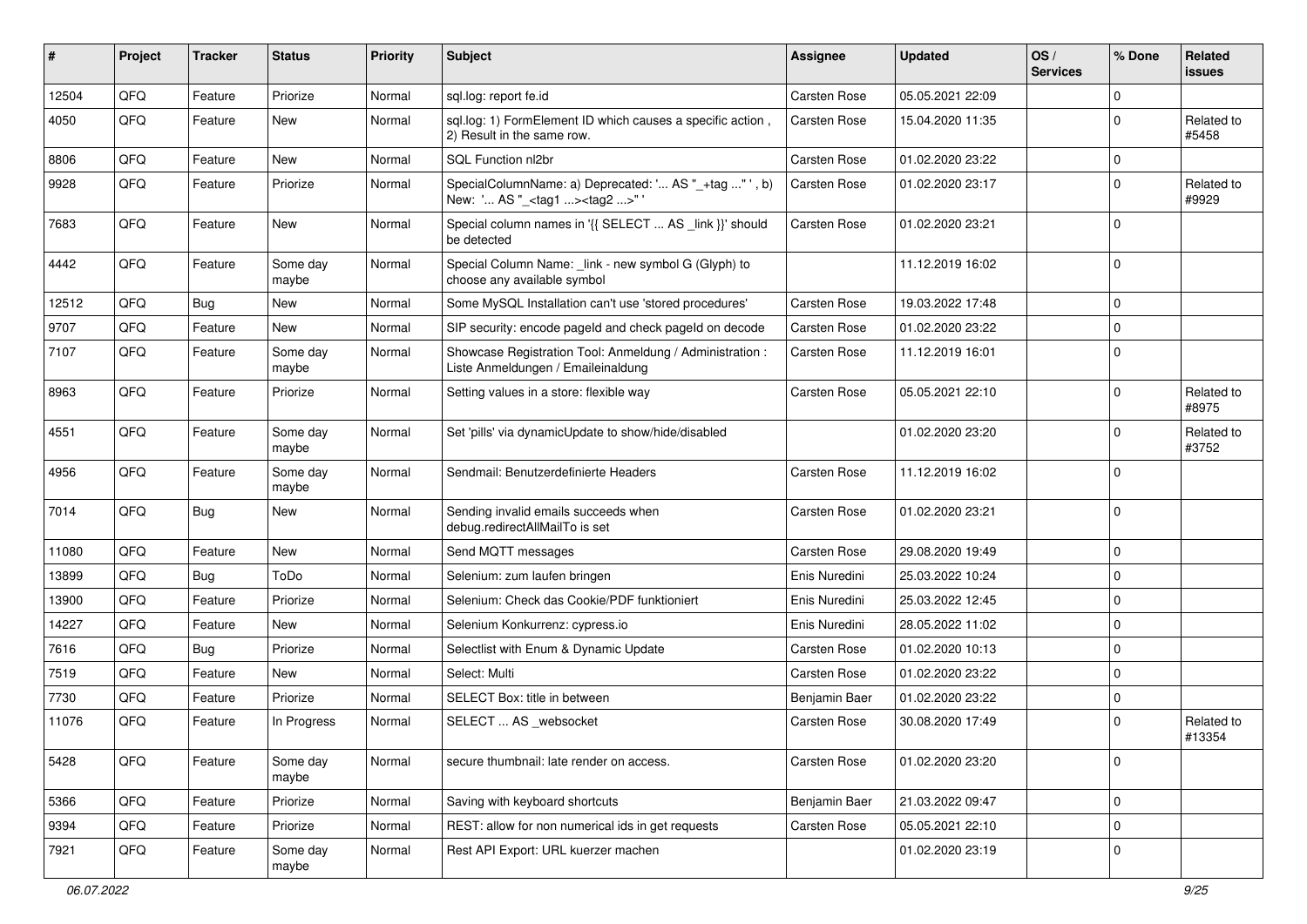| # | Project | Tracker | Status | Priority | Subject | Assignee | Updated | OS / Services | % Done | Related issues |
|---|---|---|---|---|---|---|---|---|---|---|
| 12504 | QFQ | Feature | Priorize | Normal | sql.log: report fe.id | Carsten Rose | 05.05.2021 22:09 | | 0 | |
| 4050 | QFQ | Feature | New | Normal | sql.log: 1) FormElement ID which causes a specific action , 2) Result in the same row. | Carsten Rose | 15.04.2020 11:35 | | 0 | Related to #5458 |
| 8806 | QFQ | Feature | New | Normal | SQL Function nl2br | Carsten Rose | 01.02.2020 23:22 | | 0 | |
| 9928 | QFQ | Feature | Priorize | Normal | SpecialColumnName: a) Deprecated: '... AS "_+tag ..." ', b) New: '... AS "_<tag1 ...><tag2 ...>" ' | Carsten Rose | 01.02.2020 23:17 | | 0 | Related to #9929 |
| 7683 | QFQ | Feature | New | Normal | Special column names in '{{ SELECT ... AS _link }}' should be detected | Carsten Rose | 01.02.2020 23:21 | | 0 | |
| 4442 | QFQ | Feature | Some day maybe | Normal | Special Column Name: _link - new symbol G (Glyph) to choose any available symbol | | 11.12.2019 16:02 | | 0 | |
| 12512 | QFQ | Bug | New | Normal | Some MySQL Installation can't use 'stored procedures' | Carsten Rose | 19.03.2022 17:48 | | 0 | |
| 9707 | QFQ | Feature | New | Normal | SIP security: encode pageId and check pageId on decode | Carsten Rose | 01.02.2020 23:22 | | 0 | |
| 7107 | QFQ | Feature | Some day maybe | Normal | Showcase Registration Tool: Anmeldung / Administration : Liste Anmeldungen / Emaileinaldung | Carsten Rose | 11.12.2019 16:01 | | 0 | |
| 8963 | QFQ | Feature | Priorize | Normal | Setting values in a store: flexible way | Carsten Rose | 05.05.2021 22:10 | | 0 | Related to #8975 |
| 4551 | QFQ | Feature | Some day maybe | Normal | Set 'pills' via dynamicUpdate to show/hide/disabled | | 01.02.2020 23:20 | | 0 | Related to #3752 |
| 4956 | QFQ | Feature | Some day maybe | Normal | Sendmail: Benutzerdefinierte Headers | Carsten Rose | 11.12.2019 16:02 | | 0 | |
| 7014 | QFQ | Bug | New | Normal | Sending invalid emails succeeds when debug.redirectAllMailTo is set | Carsten Rose | 01.02.2020 23:21 | | 0 | |
| 11080 | QFQ | Feature | New | Normal | Send MQTT messages | Carsten Rose | 29.08.2020 19:49 | | 0 | |
| 13899 | QFQ | Bug | ToDo | Normal | Selenium: zum laufen bringen | Enis Nuredini | 25.03.2022 10:24 | | 0 | |
| 13900 | QFQ | Feature | Priorize | Normal | Selenium: Check das Cookie/PDF funktioniert | Enis Nuredini | 25.03.2022 12:45 | | 0 | |
| 14227 | QFQ | Feature | New | Normal | Selenium Konkurrenz: cypress.io | Enis Nuredini | 28.05.2022 11:02 | | 0 | |
| 7616 | QFQ | Bug | Priorize | Normal | Selectlist with Enum & Dynamic Update | Carsten Rose | 01.02.2020 10:13 | | 0 | |
| 7519 | QFQ | Feature | New | Normal | Select: Multi | Carsten Rose | 01.02.2020 23:22 | | 0 | |
| 7730 | QFQ | Feature | Priorize | Normal | SELECT Box: title in between | Benjamin Baer | 01.02.2020 23:22 | | 0 | |
| 11076 | QFQ | Feature | In Progress | Normal | SELECT ... AS _websocket | Carsten Rose | 30.08.2020 17:49 | | 0 | Related to #13354 |
| 5428 | QFQ | Feature | Some day maybe | Normal | secure thumbnail: late render on access. | Carsten Rose | 01.02.2020 23:20 | | 0 | |
| 5366 | QFQ | Feature | Priorize | Normal | Saving with keyboard shortcuts | Benjamin Baer | 21.03.2022 09:47 | | 0 | |
| 9394 | QFQ | Feature | Priorize | Normal | REST: allow for non numerical ids in get requests | Carsten Rose | 05.05.2021 22:10 | | 0 | |
| 7921 | QFQ | Feature | Some day maybe | Normal | Rest API Export: URL kuerzer machen | | 01.02.2020 23:19 | | 0 | |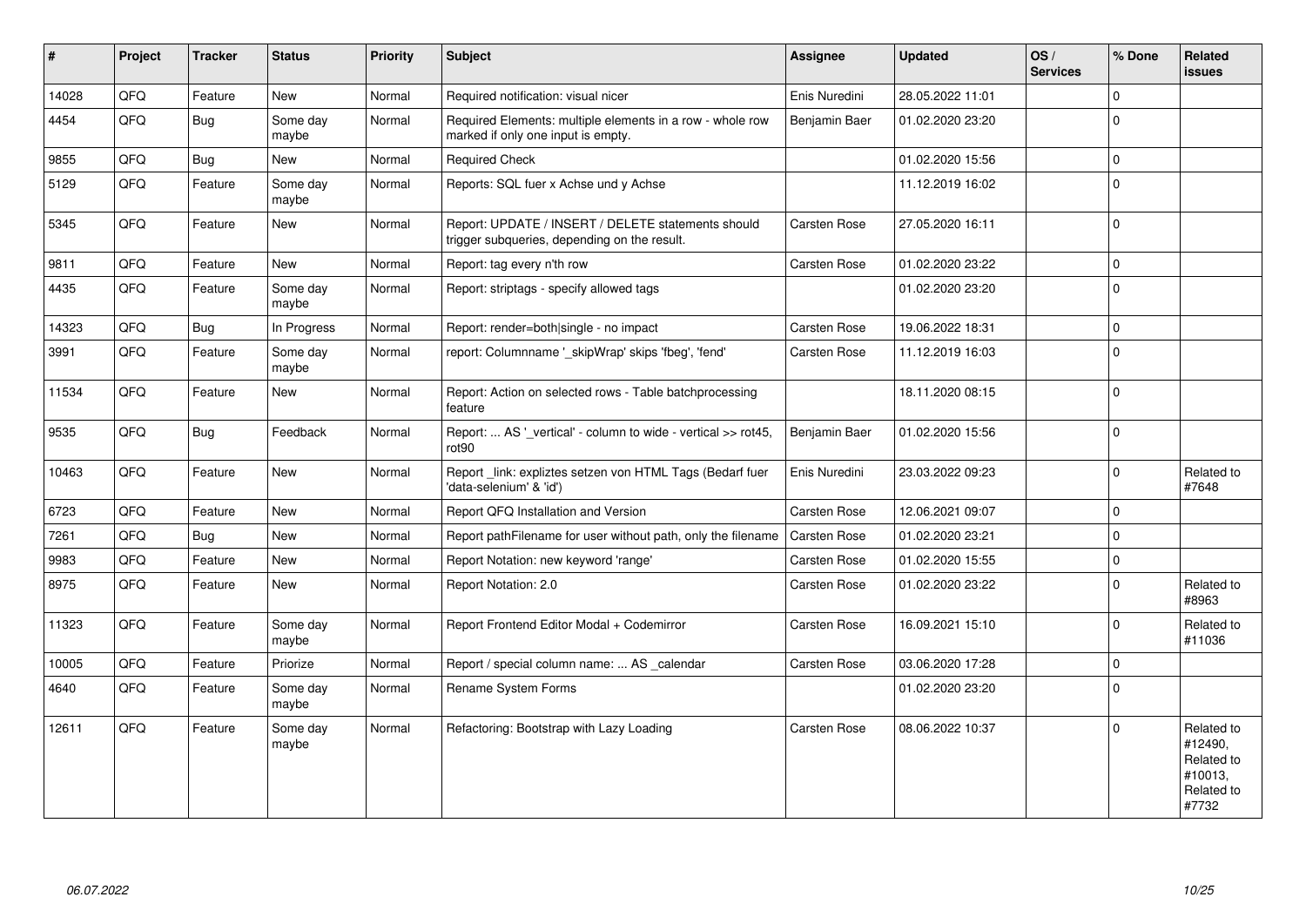| # | Project | Tracker | Status | Priority | Subject | Assignee | Updated | OS / Services | % Done | Related issues |
|---|---|---|---|---|---|---|---|---|---|---|
| 14028 | QFQ | Feature | New | Normal | Required notification: visual nicer | Enis Nuredini | 28.05.2022 11:01 | | 0 | |
| 4454 | QFQ | Bug | Some day maybe | Normal | Required Elements: multiple elements in a row - whole row marked if only one input is empty. | Benjamin Baer | 01.02.2020 23:20 | | 0 | |
| 9855 | QFQ | Bug | New | Normal | Required Check | | 01.02.2020 15:56 | | 0 | |
| 5129 | QFQ | Feature | Some day maybe | Normal | Reports: SQL fuer x Achse und y Achse | | 11.12.2019 16:02 | | 0 | |
| 5345 | QFQ | Feature | New | Normal | Report: UPDATE / INSERT / DELETE statements should trigger subqueries, depending on the result. | Carsten Rose | 27.05.2020 16:11 | | 0 | |
| 9811 | QFQ | Feature | New | Normal | Report: tag every n'th row | Carsten Rose | 01.02.2020 23:22 | | 0 | |
| 4435 | QFQ | Feature | Some day maybe | Normal | Report: striptags - specify allowed tags | | 01.02.2020 23:20 | | 0 | |
| 14323 | QFQ | Bug | In Progress | Normal | Report: render=both|single - no impact | Carsten Rose | 19.06.2022 18:31 | | 0 | |
| 3991 | QFQ | Feature | Some day maybe | Normal | report: Columnname '_skipWrap' skips 'fbeg', 'fend' | Carsten Rose | 11.12.2019 16:03 | | 0 | |
| 11534 | QFQ | Feature | New | Normal | Report: Action on selected rows - Table batchprocessing feature | | 18.11.2020 08:15 | | 0 | |
| 9535 | QFQ | Bug | Feedback | Normal | Report: ... AS '_vertical' - column to wide - vertical >> rot45, rot90 | Benjamin Baer | 01.02.2020 15:56 | | 0 | |
| 10463 | QFQ | Feature | New | Normal | Report _link: expliztes setzen von HTML Tags (Bedarf fuer 'data-selenium' & 'id') | Enis Nuredini | 23.03.2022 09:23 | | 0 | Related to #7648 |
| 6723 | QFQ | Feature | New | Normal | Report QFQ Installation and Version | Carsten Rose | 12.06.2021 09:07 | | 0 | |
| 7261 | QFQ | Bug | New | Normal | Report pathFilename for user without path, only the filename | Carsten Rose | 01.02.2020 23:21 | | 0 | |
| 9983 | QFQ | Feature | New | Normal | Report Notation: new keyword 'range' | Carsten Rose | 01.02.2020 15:55 | | 0 | |
| 8975 | QFQ | Feature | New | Normal | Report Notation: 2.0 | Carsten Rose | 01.02.2020 23:22 | | 0 | Related to #8963 |
| 11323 | QFQ | Feature | Some day maybe | Normal | Report Frontend Editor Modal + Codemirror | Carsten Rose | 16.09.2021 15:10 | | 0 | Related to #11036 |
| 10005 | QFQ | Feature | Priorize | Normal | Report / special column name: ... AS _calendar | Carsten Rose | 03.06.2020 17:28 | | 0 | |
| 4640 | QFQ | Feature | Some day maybe | Normal | Rename System Forms | | 01.02.2020 23:20 | | 0 | |
| 12611 | QFQ | Feature | Some day maybe | Normal | Refactoring: Bootstrap with Lazy Loading | Carsten Rose | 08.06.2022 10:37 | | 0 | Related to #12490, Related to #10013, Related to #7732 |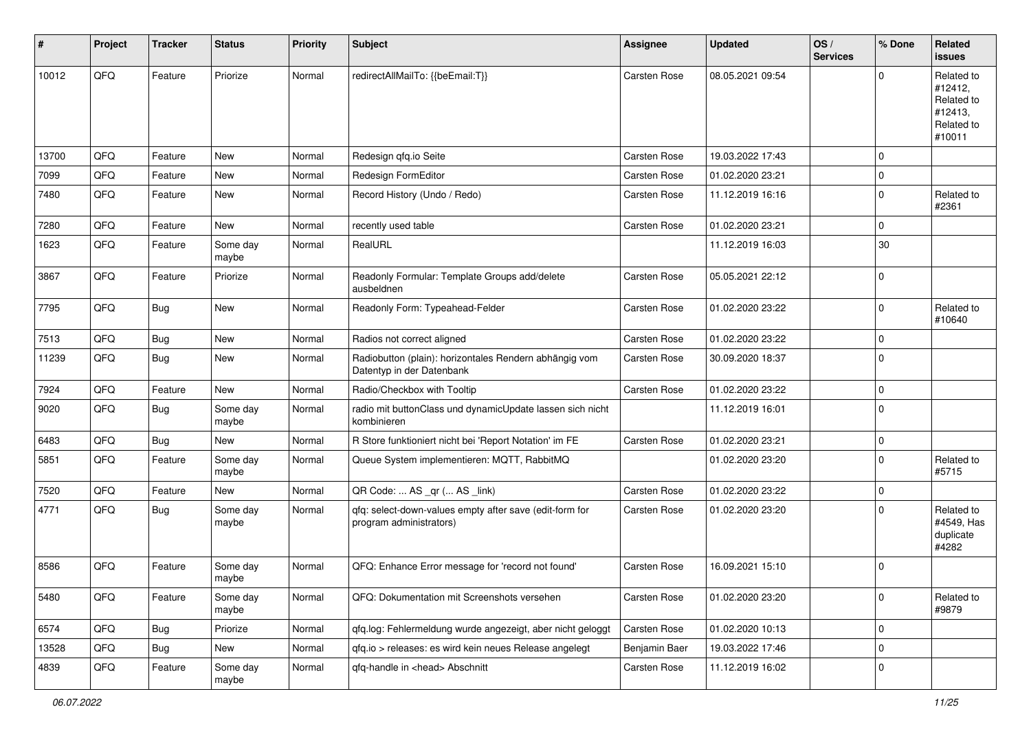| # | Project | Tracker | Status | Priority | Subject | Assignee | Updated | OS / Services | % Done | Related issues |
|---|---|---|---|---|---|---|---|---|---|---|
| 10012 | QFQ | Feature | Priorize | Normal | redirectAllMailTo: {{beEmail:T}} | Carsten Rose | 08.05.2021 09:54 | | 0 | Related to #12412, Related to #12413, Related to #10011 |
| 13700 | QFQ | Feature | New | Normal | Redesign qfq.io Seite | Carsten Rose | 19.03.2022 17:43 | | 0 | |
| 7099 | QFQ | Feature | New | Normal | Redesign FormEditor | Carsten Rose | 01.02.2020 23:21 | | 0 | |
| 7480 | QFQ | Feature | New | Normal | Record History (Undo / Redo) | Carsten Rose | 11.12.2019 16:16 | | 0 | Related to #2361 |
| 7280 | QFQ | Feature | New | Normal | recently used table | Carsten Rose | 01.02.2020 23:21 | | 0 | |
| 1623 | QFQ | Feature | Some day maybe | Normal | RealURL | | 11.12.2019 16:03 | | 30 | |
| 3867 | QFQ | Feature | Priorize | Normal | Readonly Formular: Template Groups add/delete ausbeldnen | Carsten Rose | 05.05.2021 22:12 | | 0 | |
| 7795 | QFQ | Bug | New | Normal | Readonly Form: Typeahead-Felder | Carsten Rose | 01.02.2020 23:22 | | 0 | Related to #10640 |
| 7513 | QFQ | Bug | New | Normal | Radios not correct aligned | Carsten Rose | 01.02.2020 23:22 | | 0 | |
| 11239 | QFQ | Bug | New | Normal | Radiobutton (plain): horizontales Rendern abhängig vom Datentyp in der Datenbank | Carsten Rose | 30.09.2020 18:37 | | 0 | |
| 7924 | QFQ | Feature | New | Normal | Radio/Checkbox with Tooltip | Carsten Rose | 01.02.2020 23:22 | | 0 | |
| 9020 | QFQ | Bug | Some day maybe | Normal | radio mit buttonClass und dynamicUpdate lassen sich nicht kombinieren | | 11.12.2019 16:01 | | 0 | |
| 6483 | QFQ | Bug | New | Normal | R Store funktioniert nicht bei 'Report Notation' im FE | Carsten Rose | 01.02.2020 23:21 | | 0 | |
| 5851 | QFQ | Feature | Some day maybe | Normal | Queue System implementieren: MQTT, RabbitMQ | | 01.02.2020 23:20 | | 0 | Related to #5715 |
| 7520 | QFQ | Feature | New | Normal | QR Code: ... AS _qr (... AS _link) | Carsten Rose | 01.02.2020 23:22 | | 0 | |
| 4771 | QFQ | Bug | Some day maybe | Normal | qfq: select-down-values empty after save (edit-form for program administrators) | Carsten Rose | 01.02.2020 23:20 | | 0 | Related to #4549, Has duplicate #4282 |
| 8586 | QFQ | Feature | Some day maybe | Normal | QFQ: Enhance Error message for 'record not found' | Carsten Rose | 16.09.2021 15:10 | | 0 | |
| 5480 | QFQ | Feature | Some day maybe | Normal | QFQ: Dokumentation mit Screenshots versehen | Carsten Rose | 01.02.2020 23:20 | | 0 | Related to #9879 |
| 6574 | QFQ | Bug | Priorize | Normal | qfq.log: Fehlermeldung wurde angezeigt, aber nicht geloggt | Carsten Rose | 01.02.2020 10:13 | | 0 | |
| 13528 | QFQ | Bug | New | Normal | qfq.io > releases: es wird kein neues Release angelegt | Benjamin Baer | 19.03.2022 17:46 | | 0 | |
| 4839 | QFQ | Feature | Some day maybe | Normal | qfq-handle in <head> Abschnitt | Carsten Rose | 11.12.2019 16:02 | | 0 | |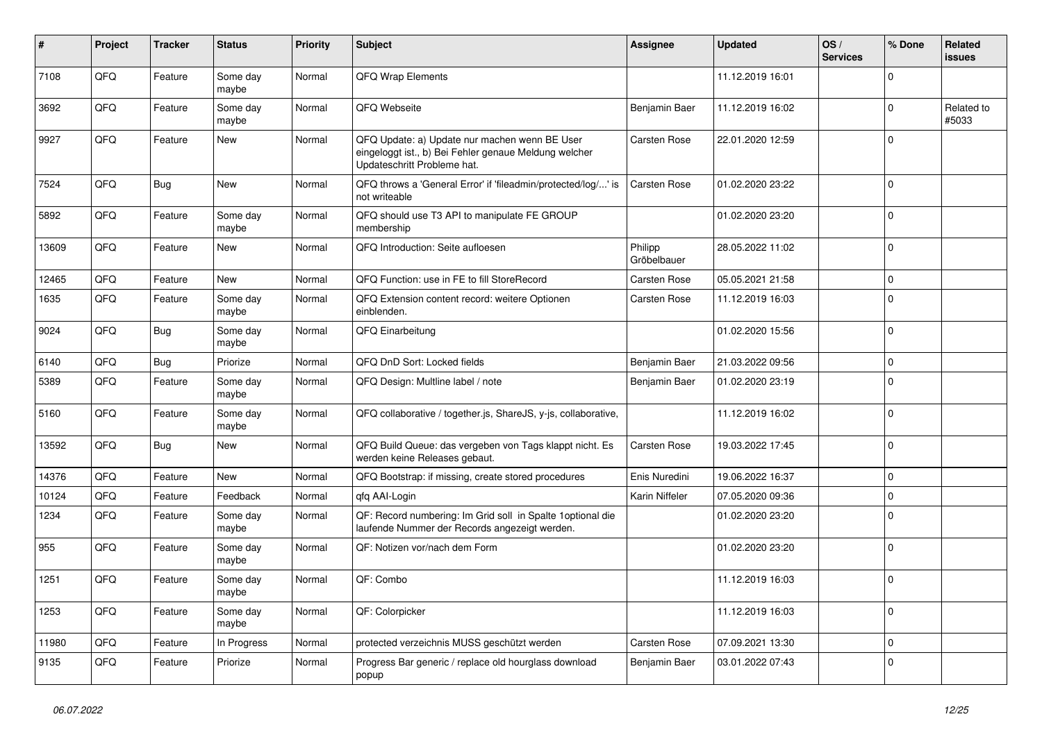| # | Project | Tracker | Status | Priority | Subject | Assignee | Updated | OS / Services | % Done | Related issues |
|---|---|---|---|---|---|---|---|---|---|---|
| 7108 | QFQ | Feature | Some day maybe | Normal | QFQ Wrap Elements | | 11.12.2019 16:01 | | 0 | |
| 3692 | QFQ | Feature | Some day maybe | Normal | QFQ Webseite | Benjamin Baer | 11.12.2019 16:02 | | 0 | Related to #5033 |
| 9927 | QFQ | Feature | New | Normal | QFQ Update: a) Update nur machen wenn BE User eingeloggt ist., b) Bei Fehler genaue Meldung welcher Updateschritt Probleme hat. | Carsten Rose | 22.01.2020 12:59 | | 0 | |
| 7524 | QFQ | Bug | New | Normal | QFQ throws a 'General Error' if 'fileadmin/protected/log/...' is not writeable | Carsten Rose | 01.02.2020 23:22 | | 0 | |
| 5892 | QFQ | Feature | Some day maybe | Normal | QFQ should use T3 API to manipulate FE GROUP membership | | 01.02.2020 23:20 | | 0 | |
| 13609 | QFQ | Feature | New | Normal | QFQ Introduction: Seite aufloesen | Philipp Gröbelbauer | 28.05.2022 11:02 | | 0 | |
| 12465 | QFQ | Feature | New | Normal | QFQ Function: use in FE to fill StoreRecord | Carsten Rose | 05.05.2021 21:58 | | 0 | |
| 1635 | QFQ | Feature | Some day maybe | Normal | QFQ Extension content record: weitere Optionen einblenden. | Carsten Rose | 11.12.2019 16:03 | | 0 | |
| 9024 | QFQ | Bug | Some day maybe | Normal | QFQ Einarbeitung | | 01.02.2020 15:56 | | 0 | |
| 6140 | QFQ | Bug | Priorize | Normal | QFQ DnD Sort: Locked fields | Benjamin Baer | 21.03.2022 09:56 | | 0 | |
| 5389 | QFQ | Feature | Some day maybe | Normal | QFQ Design: Multline label / note | Benjamin Baer | 01.02.2020 23:19 | | 0 | |
| 5160 | QFQ | Feature | Some day maybe | Normal | QFQ collaborative / together.js, ShareJS, y-js, collaborative, | | 11.12.2019 16:02 | | 0 | |
| 13592 | QFQ | Bug | New | Normal | QFQ Build Queue: das vergeben von Tags klappt nicht. Es werden keine Releases gebaut. | Carsten Rose | 19.03.2022 17:45 | | 0 | |
| 14376 | QFQ | Feature | New | Normal | QFQ Bootstrap: if missing, create stored procedures | Enis Nuredini | 19.06.2022 16:37 | | 0 | |
| 10124 | QFQ | Feature | Feedback | Normal | qfq AAI-Login | Karin Niffeler | 07.05.2020 09:36 | | 0 | |
| 1234 | QFQ | Feature | Some day maybe | Normal | QF: Record numbering: Im Grid soll in Spalte 1optional die laufende Nummer der Records angezeigt werden. | | 01.02.2020 23:20 | | 0 | |
| 955 | QFQ | Feature | Some day maybe | Normal | QF: Notizen vor/nach dem Form | | 01.02.2020 23:20 | | 0 | |
| 1251 | QFQ | Feature | Some day maybe | Normal | QF: Combo | | 11.12.2019 16:03 | | 0 | |
| 1253 | QFQ | Feature | Some day maybe | Normal | QF: Colorpicker | | 11.12.2019 16:03 | | 0 | |
| 11980 | QFQ | Feature | In Progress | Normal | protected verzeichnis MUSS geschützt werden | Carsten Rose | 07.09.2021 13:30 | | 0 | |
| 9135 | QFQ | Feature | Priorize | Normal | Progress Bar generic / replace old hourglass download popup | Benjamin Baer | 03.01.2022 07:43 | | 0 | |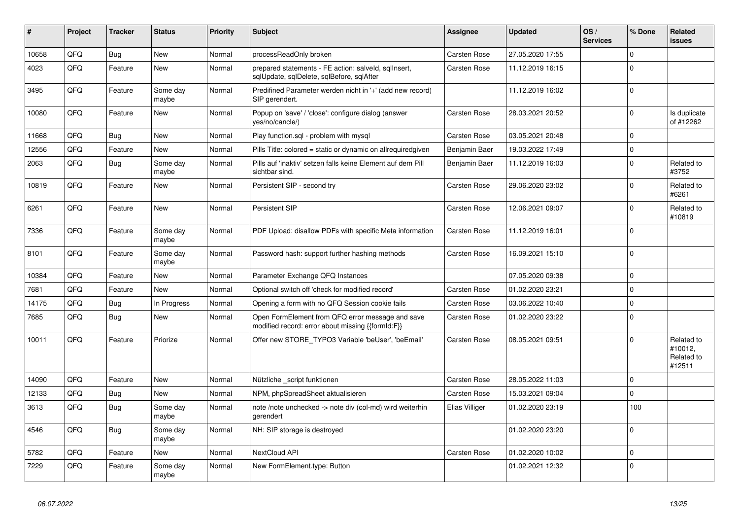| # | Project | Tracker | Status | Priority | Subject | Assignee | Updated | OS / Services | % Done | Related issues |
|---|---|---|---|---|---|---|---|---|---|---|
| 10658 | QFQ | Bug | New | Normal | processReadOnly broken | Carsten Rose | 27.05.2020 17:55 | | 0 | |
| 4023 | QFQ | Feature | New | Normal | prepared statements - FE action: salveld, sqlInsert, sqlUpdate, sqlDelete, sqlBefore, sqlAfter | Carsten Rose | 11.12.2019 16:15 | | 0 | |
| 3495 | QFQ | Feature | Some day maybe | Normal | Predifined Parameter werden nicht in '+' (add new record) SIP gerendert. | | 11.12.2019 16:02 | | 0 | |
| 10080 | QFQ | Feature | New | Normal | Popup on 'save' / 'close': configure dialog (answer yes/no/cancle/) | Carsten Rose | 28.03.2021 20:52 | | 0 | Is duplicate of #12262 |
| 11668 | QFQ | Bug | New | Normal | Play function.sql - problem with mysql | Carsten Rose | 03.05.2021 20:48 | | 0 | |
| 12556 | QFQ | Feature | New | Normal | Pills Title: colored = static or dynamic on allrequiredgiven | Benjamin Baer | 19.03.2022 17:49 | | 0 | |
| 2063 | QFQ | Bug | Some day maybe | Normal | Pills auf 'inaktiv' setzen falls keine Element auf dem Pill sichtbar sind. | Benjamin Baer | 11.12.2019 16:03 | | 0 | Related to #3752 |
| 10819 | QFQ | Feature | New | Normal | Persistent SIP - second try | Carsten Rose | 29.06.2020 23:02 | | 0 | Related to #6261 |
| 6261 | QFQ | Feature | New | Normal | Persistent SIP | Carsten Rose | 12.06.2021 09:07 | | 0 | Related to #10819 |
| 7336 | QFQ | Feature | Some day maybe | Normal | PDF Upload: disallow PDFs with specific Meta information | Carsten Rose | 11.12.2019 16:01 | | 0 | |
| 8101 | QFQ | Feature | Some day maybe | Normal | Password hash: support further hashing methods | Carsten Rose | 16.09.2021 15:10 | | 0 | |
| 10384 | QFQ | Feature | New | Normal | Parameter Exchange QFQ Instances | | 07.05.2020 09:38 | | 0 | |
| 7681 | QFQ | Feature | New | Normal | Optional switch off 'check for modified record' | Carsten Rose | 01.02.2020 23:21 | | 0 | |
| 14175 | QFQ | Bug | In Progress | Normal | Opening a form with no QFQ Session cookie fails | Carsten Rose | 03.06.2022 10:40 | | 0 | |
| 7685 | QFQ | Bug | New | Normal | Open FormElement from QFQ error message and save modified record: error about missing {{formId:F}} | Carsten Rose | 01.02.2020 23:22 | | 0 | |
| 10011 | QFQ | Feature | Priorize | Normal | Offer new STORE_TYPO3 Variable 'beUser', 'beEmail' | Carsten Rose | 08.05.2021 09:51 | | 0 | Related to #10012, Related to #12511 |
| 14090 | QFQ | Feature | New | Normal | Nützliche _script funktionen | Carsten Rose | 28.05.2022 11:03 | | 0 | |
| 12133 | QFQ | Bug | New | Normal | NPM, phpSpreadSheet aktualisieren | Carsten Rose | 15.03.2021 09:04 | | 0 | |
| 3613 | QFQ | Bug | Some day maybe | Normal | note /note unchecked -> note div (col-md) wird weiterhin gerendert | Elias Villiger | 01.02.2020 23:19 | | 100 | |
| 4546 | QFQ | Bug | Some day maybe | Normal | NH: SIP storage is destroyed | | 01.02.2020 23:20 | | 0 | |
| 5782 | QFQ | Feature | New | Normal | NextCloud API | Carsten Rose | 01.02.2020 10:02 | | 0 | |
| 7229 | QFQ | Feature | Some day maybe | Normal | New FormElement.type: Button | | 01.02.2021 12:32 | | 0 | |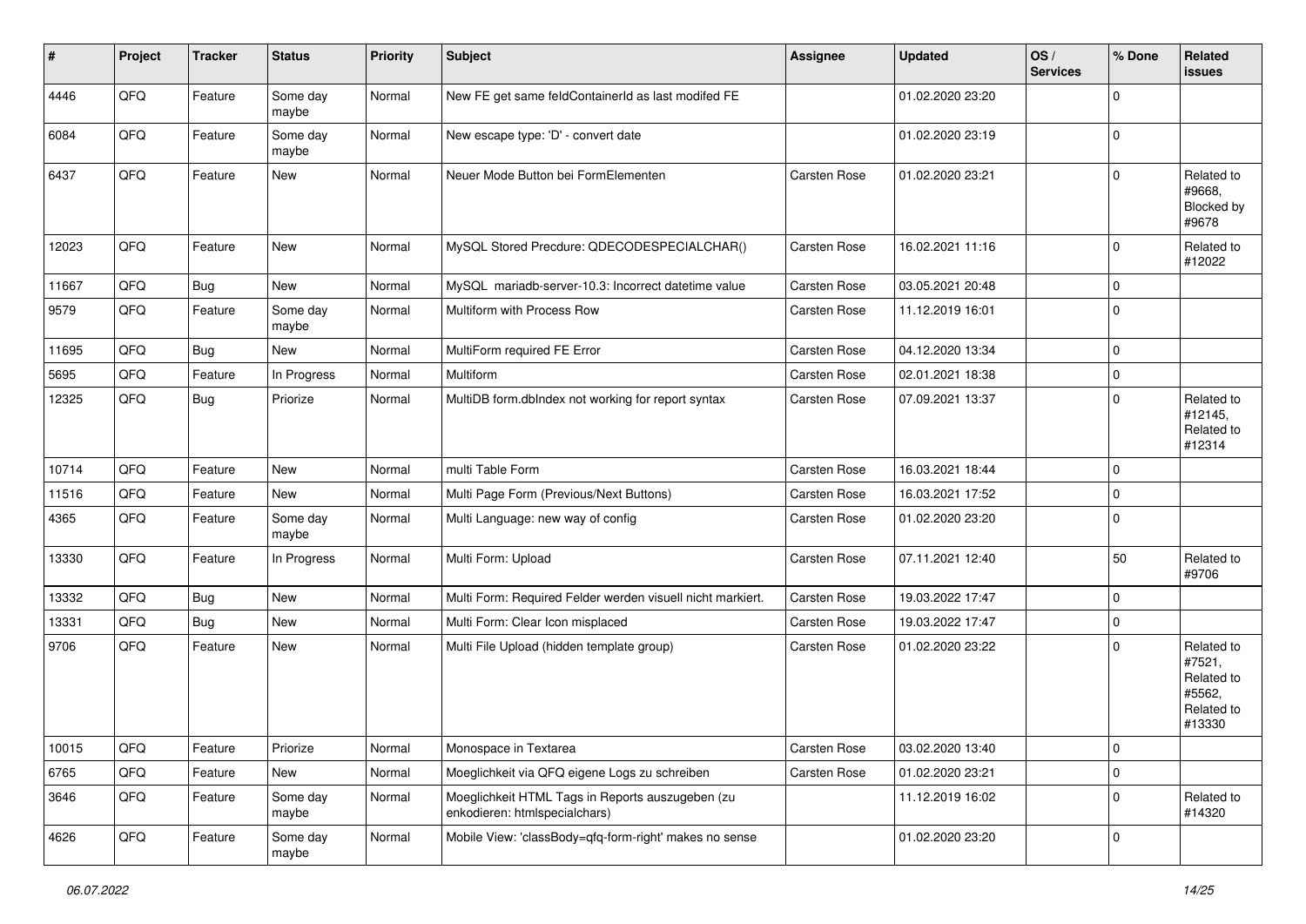| # | Project | Tracker | Status | Priority | Subject | Assignee | Updated | OS / Services | % Done | Related issues |
|---|---|---|---|---|---|---|---|---|---|---|
| 4446 | QFQ | Feature | Some day maybe | Normal | New FE get same feldContainerId as last modifed FE | | 01.02.2020 23:20 | | 0 | |
| 6084 | QFQ | Feature | Some day maybe | Normal | New escape type: 'D' - convert date | | 01.02.2020 23:19 | | 0 | |
| 6437 | QFQ | Feature | New | Normal | Neuer Mode Button bei FormElementen | Carsten Rose | 01.02.2020 23:21 | | 0 | Related to #9668, Blocked by #9678 |
| 12023 | QFQ | Feature | New | Normal | MySQL Stored Precdure: QDECODESPECIALCHAR() | Carsten Rose | 16.02.2021 11:16 | | 0 | Related to #12022 |
| 11667 | QFQ | Bug | New | Normal | MySQL mariadb-server-10.3: Incorrect datetime value | Carsten Rose | 03.05.2021 20:48 | | 0 | |
| 9579 | QFQ | Feature | Some day maybe | Normal | Multiform with Process Row | Carsten Rose | 11.12.2019 16:01 | | 0 | |
| 11695 | QFQ | Bug | New | Normal | MultiForm required FE Error | Carsten Rose | 04.12.2020 13:34 | | 0 | |
| 5695 | QFQ | Feature | In Progress | Normal | Multiform | Carsten Rose | 02.01.2021 18:38 | | 0 | |
| 12325 | QFQ | Bug | Priorize | Normal | MultiDB form.dbIndex not working for report syntax | Carsten Rose | 07.09.2021 13:37 | | 0 | Related to #12145, Related to #12314 |
| 10714 | QFQ | Feature | New | Normal | multi Table Form | Carsten Rose | 16.03.2021 18:44 | | 0 | |
| 11516 | QFQ | Feature | New | Normal | Multi Page Form (Previous/Next Buttons) | Carsten Rose | 16.03.2021 17:52 | | 0 | |
| 4365 | QFQ | Feature | Some day maybe | Normal | Multi Language: new way of config | Carsten Rose | 01.02.2020 23:20 | | 0 | |
| 13330 | QFQ | Feature | In Progress | Normal | Multi Form: Upload | Carsten Rose | 07.11.2021 12:40 | | 50 | Related to #9706 |
| 13332 | QFQ | Bug | New | Normal | Multi Form: Required Felder werden visuell nicht markiert. | Carsten Rose | 19.03.2022 17:47 | | 0 | |
| 13331 | QFQ | Bug | New | Normal | Multi Form: Clear Icon misplaced | Carsten Rose | 19.03.2022 17:47 | | 0 | |
| 9706 | QFQ | Feature | New | Normal | Multi File Upload (hidden template group) | Carsten Rose | 01.02.2020 23:22 | | 0 | Related to #7521, Related to #5562, Related to #13330 |
| 10015 | QFQ | Feature | Priorize | Normal | Monospace in Textarea | Carsten Rose | 03.02.2020 13:40 | | 0 | |
| 6765 | QFQ | Feature | New | Normal | Moeglichkeit via QFQ eigene Logs zu schreiben | Carsten Rose | 01.02.2020 23:21 | | 0 | |
| 3646 | QFQ | Feature | Some day maybe | Normal | Moeglichkeit HTML Tags in Reports auszugeben (zu enkodieren: htmlspecialchars) | | 11.12.2019 16:02 | | 0 | Related to #14320 |
| 4626 | QFQ | Feature | Some day maybe | Normal | Mobile View: 'classBody=qfq-form-right' makes no sense | | 01.02.2020 23:20 | | 0 | |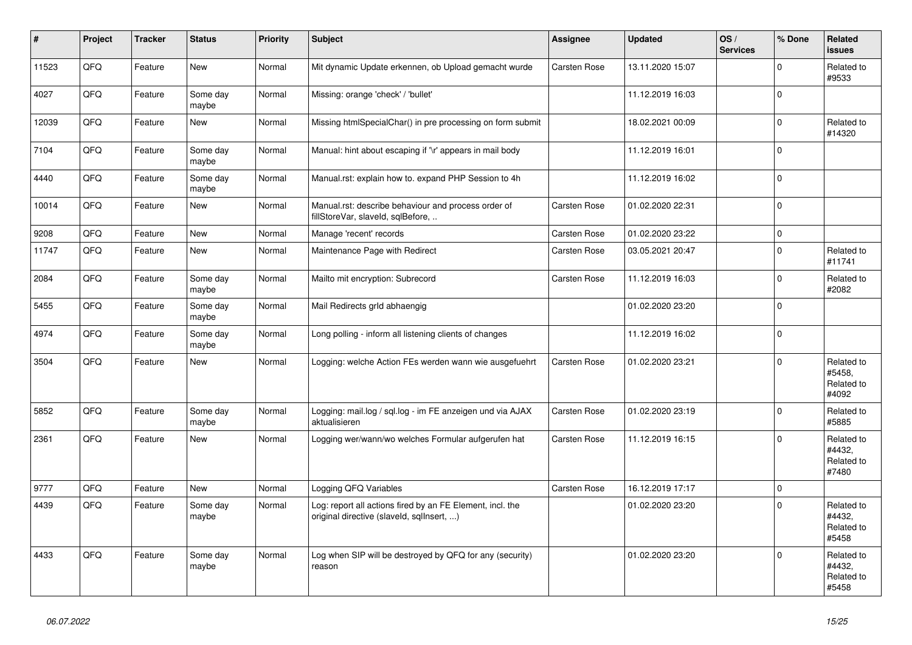| # | Project | Tracker | Status | Priority | Subject | Assignee | Updated | OS / Services | % Done | Related issues |
|---|---|---|---|---|---|---|---|---|---|---|
| 11523 | QFQ | Feature | New | Normal | Mit dynamic Update erkennen, ob Upload gemacht wurde | Carsten Rose | 13.11.2020 15:07 | | 0 | Related to #9533 |
| 4027 | QFQ | Feature | Some day maybe | Normal | Missing: orange 'check' / 'bullet' | | 11.12.2019 16:03 | | 0 | |
| 12039 | QFQ | Feature | New | Normal | Missing htmlSpecialChar() in pre processing on form submit | | 18.02.2021 00:09 | | 0 | Related to #14320 |
| 7104 | QFQ | Feature | Some day maybe | Normal | Manual: hint about escaping if '\r' appears in mail body | | 11.12.2019 16:01 | | 0 | |
| 4440 | QFQ | Feature | Some day maybe | Normal | Manual.rst: explain how to. expand PHP Session to 4h | | 11.12.2019 16:02 | | 0 | |
| 10014 | QFQ | Feature | New | Normal | Manual.rst: describe behaviour and process order of fillStoreVar, slaveId, sqlBefore, .. | Carsten Rose | 01.02.2020 22:31 | | 0 | |
| 9208 | QFQ | Feature | New | Normal | Manage 'recent' records | Carsten Rose | 01.02.2020 23:22 | | 0 | |
| 11747 | QFQ | Feature | New | Normal | Maintenance Page with Redirect | Carsten Rose | 03.05.2021 20:47 | | 0 | Related to #11741 |
| 2084 | QFQ | Feature | Some day maybe | Normal | Mailto mit encryption: Subrecord | Carsten Rose | 11.12.2019 16:03 | | 0 | Related to #2082 |
| 5455 | QFQ | Feature | Some day maybe | Normal | Mail Redirects grId abhaengig | | 01.02.2020 23:20 | | 0 | |
| 4974 | QFQ | Feature | Some day maybe | Normal | Long polling - inform all listening clients of changes | | 11.12.2019 16:02 | | 0 | |
| 3504 | QFQ | Feature | New | Normal | Logging: welche Action FEs werden wann wie ausgefuehrt | Carsten Rose | 01.02.2020 23:21 | | 0 | Related to #5458, Related to #4092 |
| 5852 | QFQ | Feature | Some day maybe | Normal | Logging: mail.log / sql.log - im FE anzeigen und via AJAX aktualisieren | Carsten Rose | 01.02.2020 23:19 | | 0 | Related to #5885 |
| 2361 | QFQ | Feature | New | Normal | Logging wer/wann/wo welches Formular aufgerufen hat | Carsten Rose | 11.12.2019 16:15 | | 0 | Related to #4432, Related to #7480 |
| 9777 | QFQ | Feature | New | Normal | Logging QFQ Variables | Carsten Rose | 16.12.2019 17:17 | | 0 | |
| 4439 | QFQ | Feature | Some day maybe | Normal | Log: report all actions fired by an FE Element, incl. the original directive (slaveId, sqlInsert, ...) | | 01.02.2020 23:20 | | 0 | Related to #4432, Related to #5458 |
| 4433 | QFQ | Feature | Some day maybe | Normal | Log when SIP will be destroyed by QFQ for any (security) reason | | 01.02.2020 23:20 | | 0 | Related to #4432, Related to #5458 |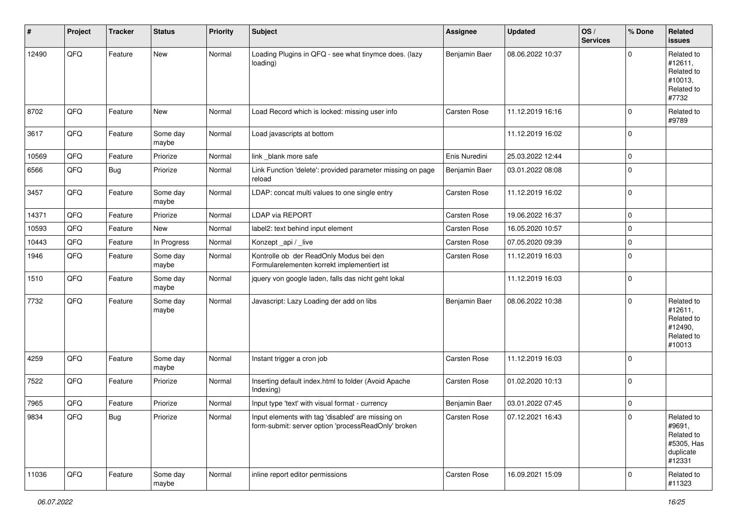| # | Project | Tracker | Status | Priority | Subject | Assignee | Updated | OS / Services | % Done | Related issues |
|---|---|---|---|---|---|---|---|---|---|---|
| 12490 | QFQ | Feature | New | Normal | Loading Plugins in QFQ - see what tinymce does. (lazy loading) | Benjamin Baer | 08.06.2022 10:37 | | 0 | Related to #12611, Related to #10013, Related to #7732 |
| 8702 | QFQ | Feature | New | Normal | Load Record which is locked: missing user info | Carsten Rose | 11.12.2019 16:16 | | 0 | Related to #9789 |
| 3617 | QFQ | Feature | Some day maybe | Normal | Load javascripts at bottom | | 11.12.2019 16:02 | | 0 | |
| 10569 | QFQ | Feature | Priorize | Normal | link _blank more safe | Enis Nuredini | 25.03.2022 12:44 | | 0 | |
| 6566 | QFQ | Bug | Priorize | Normal | Link Function 'delete': provided parameter missing on page reload | Benjamin Baer | 03.01.2022 08:08 | | 0 | |
| 3457 | QFQ | Feature | Some day maybe | Normal | LDAP: concat multi values to one single entry | Carsten Rose | 11.12.2019 16:02 | | 0 | |
| 14371 | QFQ | Feature | Priorize | Normal | LDAP via REPORT | Carsten Rose | 19.06.2022 16:37 | | 0 | |
| 10593 | QFQ | Feature | New | Normal | label2: text behind input element | Carsten Rose | 16.05.2020 10:57 | | 0 | |
| 10443 | QFQ | Feature | In Progress | Normal | Konzept _api / _live | Carsten Rose | 07.05.2020 09:39 | | 0 | |
| 1946 | QFQ | Feature | Some day maybe | Normal | Kontrolle ob der ReadOnly Modus bei den Formularelementen korrekt implementiert ist | Carsten Rose | 11.12.2019 16:03 | | 0 | |
| 1510 | QFQ | Feature | Some day maybe | Normal | jquery von google laden, falls das nicht geht lokal | | 11.12.2019 16:03 | | 0 | |
| 7732 | QFQ | Feature | Some day maybe | Normal | Javascript: Lazy Loading der add on libs | Benjamin Baer | 08.06.2022 10:38 | | 0 | Related to #12611, Related to #12490, Related to #10013 |
| 4259 | QFQ | Feature | Some day maybe | Normal | Instant trigger a cron job | Carsten Rose | 11.12.2019 16:03 | | 0 | |
| 7522 | QFQ | Feature | Priorize | Normal | Inserting default index.html to folder (Avoid Apache Indexing) | Carsten Rose | 01.02.2020 10:13 | | 0 | |
| 7965 | QFQ | Feature | Priorize | Normal | Input type 'text' with visual format - currency | Benjamin Baer | 03.01.2022 07:45 | | 0 | |
| 9834 | QFQ | Bug | Priorize | Normal | Input elements with tag 'disabled' are missing on form-submit: server option 'processReadOnly' broken | Carsten Rose | 07.12.2021 16:43 | | 0 | Related to #9691, Related to #5305, Has duplicate #12331 |
| 11036 | QFQ | Feature | Some day maybe | Normal | inline report editor permissions | Carsten Rose | 16.09.2021 15:09 | | 0 | Related to #11323 |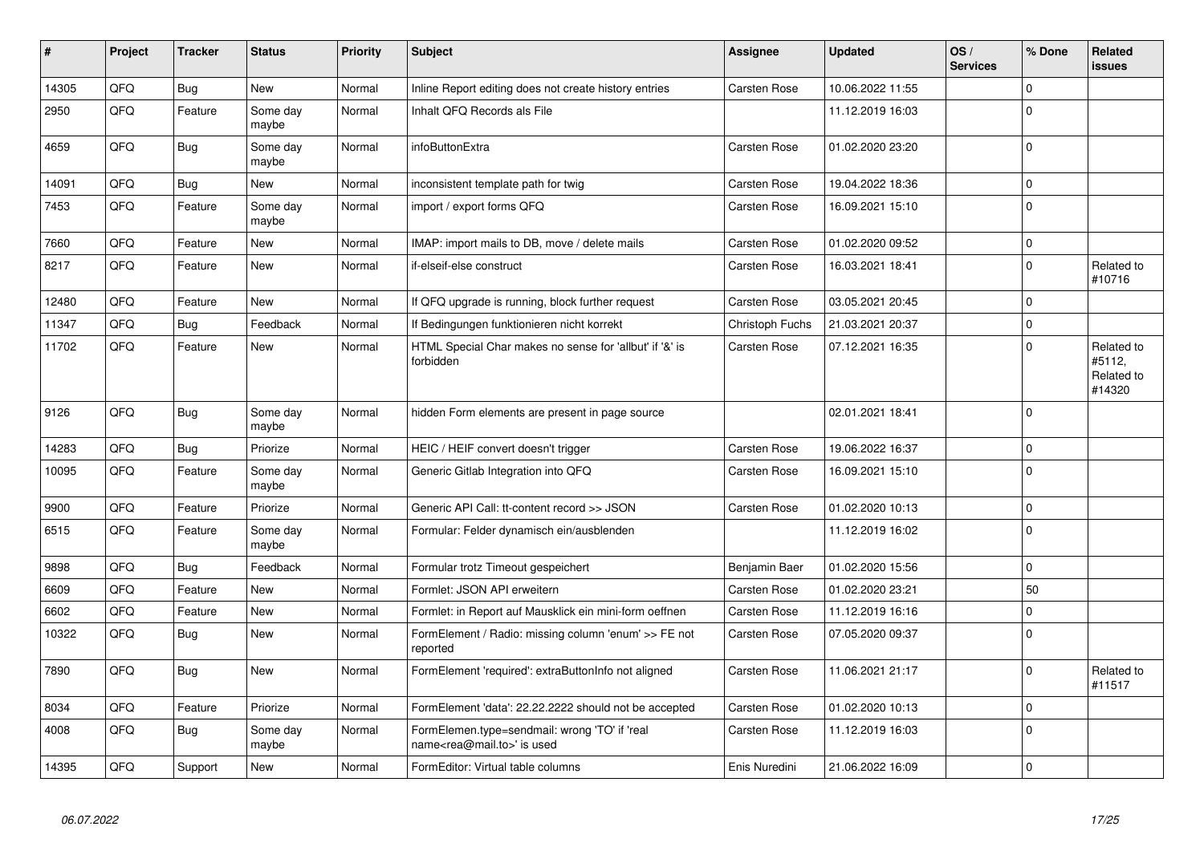| # | Project | Tracker | Status | Priority | Subject | Assignee | Updated | OS / Services | % Done | Related issues |
|---|---|---|---|---|---|---|---|---|---|---|
| 14305 | QFQ | Bug | New | Normal | Inline Report editing does not create history entries | Carsten Rose | 10.06.2022 11:55 | | 0 | |
| 2950 | QFQ | Feature | Some day maybe | Normal | Inhalt QFQ Records als File | | 11.12.2019 16:03 | | 0 | |
| 4659 | QFQ | Bug | Some day maybe | Normal | infoButtonExtra | Carsten Rose | 01.02.2020 23:20 | | 0 | |
| 14091 | QFQ | Bug | New | Normal | inconsistent template path for twig | Carsten Rose | 19.04.2022 18:36 | | 0 | |
| 7453 | QFQ | Feature | Some day maybe | Normal | import / export forms QFQ | Carsten Rose | 16.09.2021 15:10 | | 0 | |
| 7660 | QFQ | Feature | New | Normal | IMAP: import mails to DB, move / delete mails | Carsten Rose | 01.02.2020 09:52 | | 0 | |
| 8217 | QFQ | Feature | New | Normal | if-elseif-else construct | Carsten Rose | 16.03.2021 18:41 | | 0 | Related to #10716 |
| 12480 | QFQ | Feature | New | Normal | If QFQ upgrade is running, block further request | Carsten Rose | 03.05.2021 20:45 | | 0 | |
| 11347 | QFQ | Bug | Feedback | Normal | If Bedingungen funktionieren nicht korrekt | Christoph Fuchs | 21.03.2021 20:37 | | 0 | |
| 11702 | QFQ | Feature | New | Normal | HTML Special Char makes no sense for 'allbut' if '&' is forbidden | Carsten Rose | 07.12.2021 16:35 | | 0 | Related to #5112, Related to #14320 |
| 9126 | QFQ | Bug | Some day maybe | Normal | hidden Form elements are present in page source | | 02.01.2021 18:41 | | 0 | |
| 14283 | QFQ | Bug | Priorize | Normal | HEIC / HEIF convert doesn't trigger | Carsten Rose | 19.06.2022 16:37 | | 0 | |
| 10095 | QFQ | Feature | Some day maybe | Normal | Generic Gitlab Integration into QFQ | Carsten Rose | 16.09.2021 15:10 | | 0 | |
| 9900 | QFQ | Feature | Priorize | Normal | Generic API Call: tt-content record >> JSON | Carsten Rose | 01.02.2020 10:13 | | 0 | |
| 6515 | QFQ | Feature | Some day maybe | Normal | Formular: Felder dynamisch ein/ausblenden | | 11.12.2019 16:02 | | 0 | |
| 9898 | QFQ | Bug | Feedback | Normal | Formular trotz Timeout gespeichert | Benjamin Baer | 01.02.2020 15:56 | | 0 | |
| 6609 | QFQ | Feature | New | Normal | Formlet: JSON API erweitern | Carsten Rose | 01.02.2020 23:21 | | 50 | |
| 6602 | QFQ | Feature | New | Normal | Formlet: in Report auf Mausklick ein mini-form oeffnen | Carsten Rose | 11.12.2019 16:16 | | 0 | |
| 10322 | QFQ | Bug | New | Normal | FormElement / Radio: missing column 'enum' >> FE not reported | Carsten Rose | 07.05.2020 09:37 | | 0 | |
| 7890 | QFQ | Bug | New | Normal | FormElement 'required': extraButtonInfo not aligned | Carsten Rose | 11.06.2021 21:17 | | 0 | Related to #11517 |
| 8034 | QFQ | Feature | Priorize | Normal | FormElement 'data': 22.22.2222 should not be accepted | Carsten Rose | 01.02.2020 10:13 | | 0 | |
| 4008 | QFQ | Bug | Some day maybe | Normal | FormElemen.type=sendmail: wrong 'TO' if 'real name<rea@mail.to>' is used | Carsten Rose | 11.12.2019 16:03 | | 0 | |
| 14395 | QFQ | Support | New | Normal | FormEditor: Virtual table columns | Enis Nuredini | 21.06.2022 16:09 | | 0 | |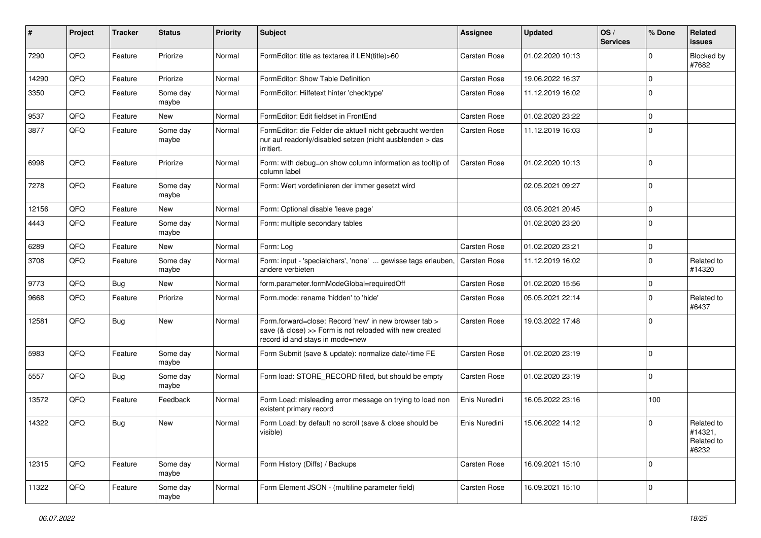| # | Project | Tracker | Status | Priority | Subject | Assignee | Updated | OS / Services | % Done | Related issues |
|---|---|---|---|---|---|---|---|---|---|---|
| 7290 | QFQ | Feature | Priorize | Normal | FormEditor: title as textarea if LEN(title)>60 | Carsten Rose | 01.02.2020 10:13 | | 0 | Blocked by #7682 |
| 14290 | QFQ | Feature | Priorize | Normal | FormEditor: Show Table Definition | Carsten Rose | 19.06.2022 16:37 | | 0 | |
| 3350 | QFQ | Feature | Some day maybe | Normal | FormEditor: Hilfetext hinter 'checktype' | Carsten Rose | 11.12.2019 16:02 | | 0 | |
| 9537 | QFQ | Feature | New | Normal | FormEditor: Edit fieldset in FrontEnd | Carsten Rose | 01.02.2020 23:22 | | 0 | |
| 3877 | QFQ | Feature | Some day maybe | Normal | FormEditor: die Felder die aktuell nicht gebraucht werden nur auf readonly/disabled setzen (nicht ausblenden > das irritiert. | Carsten Rose | 11.12.2019 16:03 | | 0 | |
| 6998 | QFQ | Feature | Priorize | Normal | Form: with debug=on show column information as tooltip of column label | Carsten Rose | 01.02.2020 10:13 | | 0 | |
| 7278 | QFQ | Feature | Some day maybe | Normal | Form: Wert vordefinieren der immer gesetzt wird | | 02.05.2021 09:27 | | 0 | |
| 12156 | QFQ | Feature | New | Normal | Form: Optional disable 'leave page' | | 03.05.2021 20:45 | | 0 | |
| 4443 | QFQ | Feature | Some day maybe | Normal | Form: multiple secondary tables | | 01.02.2020 23:20 | | 0 | |
| 6289 | QFQ | Feature | New | Normal | Form: Log | Carsten Rose | 01.02.2020 23:21 | | 0 | |
| 3708 | QFQ | Feature | Some day maybe | Normal | Form: input - 'specialchars', 'none' ... gewisse tags erlauben, andere verbieten | Carsten Rose | 11.12.2019 16:02 | | 0 | Related to #14320 |
| 9773 | QFQ | Bug | New | Normal | form.parameter.formModeGlobal=requiredOff | Carsten Rose | 01.02.2020 15:56 | | 0 | |
| 9668 | QFQ | Feature | Priorize | Normal | Form.mode: rename 'hidden' to 'hide' | Carsten Rose | 05.05.2021 22:14 | | 0 | Related to #6437 |
| 12581 | QFQ | Bug | New | Normal | Form.forward=close: Record 'new' in new browser tab > save (& close) >> Form is not reloaded with new created record id and stays in mode=new | Carsten Rose | 19.03.2022 17:48 | | 0 | |
| 5983 | QFQ | Feature | Some day maybe | Normal | Form Submit (save & update): normalize date/-time FE | Carsten Rose | 01.02.2020 23:19 | | 0 | |
| 5557 | QFQ | Bug | Some day maybe | Normal | Form load: STORE_RECORD filled, but should be empty | Carsten Rose | 01.02.2020 23:19 | | 0 | |
| 13572 | QFQ | Feature | Feedback | Normal | Form Load: misleading error message on trying to load non existent primary record | Enis Nuredini | 16.05.2022 23:16 | | 100 | |
| 14322 | QFQ | Bug | New | Normal | Form Load: by default no scroll (save & close should be visible) | Enis Nuredini | 15.06.2022 14:12 | | 0 | Related to #14321, Related to #6232 |
| 12315 | QFQ | Feature | Some day maybe | Normal | Form History (Diffs) / Backups | Carsten Rose | 16.09.2021 15:10 | | 0 | |
| 11322 | QFQ | Feature | Some day maybe | Normal | Form Element JSON - (multiline parameter field) | Carsten Rose | 16.09.2021 15:10 | | 0 | |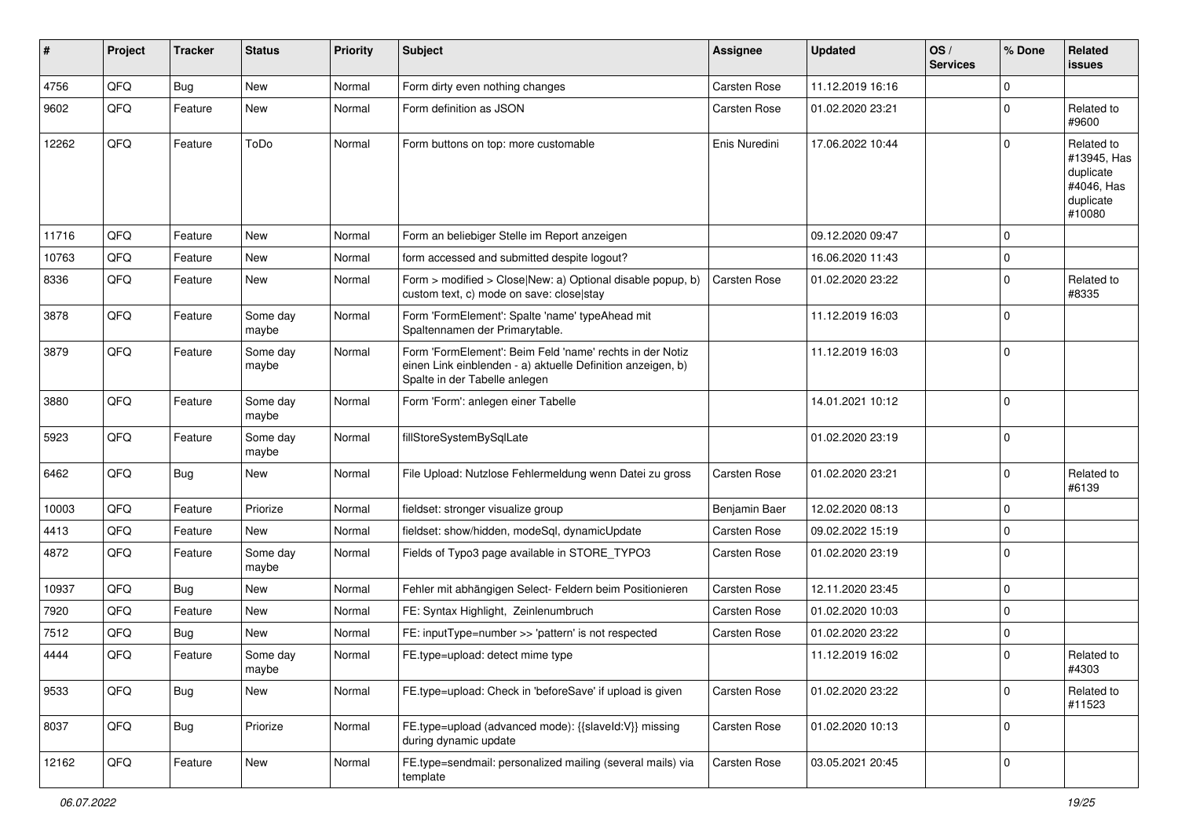| # | Project | Tracker | Status | Priority | Subject | Assignee | Updated | OS / Services | % Done | Related issues |
|---|---|---|---|---|---|---|---|---|---|---|
| 4756 | QFQ | Bug | New | Normal | Form dirty even nothing changes | Carsten Rose | 11.12.2019 16:16 | | 0 | |
| 9602 | QFQ | Feature | New | Normal | Form definition as JSON | Carsten Rose | 01.02.2020 23:21 | | 0 | Related to #9600 |
| 12262 | QFQ | Feature | ToDo | Normal | Form buttons on top: more customable | Enis Nuredini | 17.06.2022 10:44 | | 0 | Related to #13945, Has duplicate #4046, Has duplicate #10080 |
| 11716 | QFQ | Feature | New | Normal | Form an beliebiger Stelle im Report anzeigen | | 09.12.2020 09:47 | | 0 | |
| 10763 | QFQ | Feature | New | Normal | form accessed and submitted despite logout? | | 16.06.2020 11:43 | | 0 | |
| 8336 | QFQ | Feature | New | Normal | Form > modified > Close\|New: a) Optional disable popup, b) custom text, c) mode on save: close\|stay | Carsten Rose | 01.02.2020 23:22 | | 0 | Related to #8335 |
| 3878 | QFQ | Feature | Some day maybe | Normal | Form 'FormElement': Spalte 'name' typeAhead mit Spaltennamen der Primarytable. | | 11.12.2019 16:03 | | 0 | |
| 3879 | QFQ | Feature | Some day maybe | Normal | Form 'FormElement': Beim Feld 'name' rechts in der Notiz einen Link einblenden - a) aktuelle Definition anzeigen, b) Spalte in der Tabelle anlegen | | 11.12.2019 16:03 | | 0 | |
| 3880 | QFQ | Feature | Some day maybe | Normal | Form 'Form': anlegen einer Tabelle | | 14.01.2021 10:12 | | 0 | |
| 5923 | QFQ | Feature | Some day maybe | Normal | fillStoreSystemBySqlLate | | 01.02.2020 23:19 | | 0 | |
| 6462 | QFQ | Bug | New | Normal | File Upload: Nutzlose Fehlermeldung wenn Datei zu gross | Carsten Rose | 01.02.2020 23:21 | | 0 | Related to #6139 |
| 10003 | QFQ | Feature | Priorize | Normal | fieldset: stronger visualize group | Benjamin Baer | 12.02.2020 08:13 | | 0 | |
| 4413 | QFQ | Feature | New | Normal | fieldset: show/hidden, modeSql, dynamicUpdate | Carsten Rose | 09.02.2022 15:19 | | 0 | |
| 4872 | QFQ | Feature | Some day maybe | Normal | Fields of Typo3 page available in STORE_TYPO3 | Carsten Rose | 01.02.2020 23:19 | | 0 | |
| 10937 | QFQ | Bug | New | Normal | Fehler mit abhängigen Select- Feldern beim Positionieren | Carsten Rose | 12.11.2020 23:45 | | 0 | |
| 7920 | QFQ | Feature | New | Normal | FE: Syntax Highlight, Zeinlenumbruch | Carsten Rose | 01.02.2020 10:03 | | 0 | |
| 7512 | QFQ | Bug | New | Normal | FE: inputType=number >> 'pattern' is not respected | Carsten Rose | 01.02.2020 23:22 | | 0 | |
| 4444 | QFQ | Feature | Some day maybe | Normal | FE.type=upload: detect mime type | | 11.12.2019 16:02 | | 0 | Related to #4303 |
| 9533 | QFQ | Bug | New | Normal | FE.type=upload: Check in 'beforeSave' if upload is given | Carsten Rose | 01.02.2020 23:22 | | 0 | Related to #11523 |
| 8037 | QFQ | Bug | Priorize | Normal | FE.type=upload (advanced mode): {{slaveId:V}} missing during dynamic update | Carsten Rose | 01.02.2020 10:13 | | 0 | |
| 12162 | QFQ | Feature | New | Normal | FE.type=sendmail: personalized mailing (several mails) via template | Carsten Rose | 03.05.2021 20:45 | | 0 | |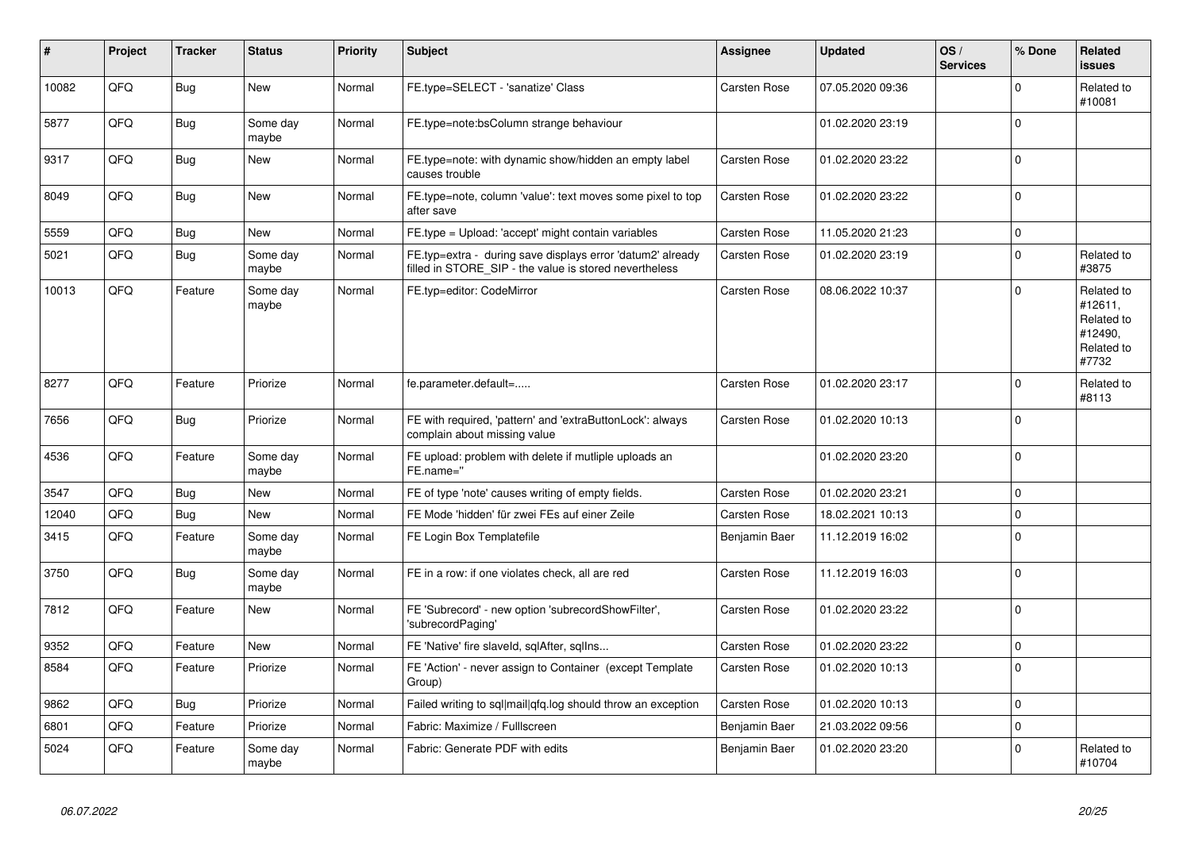| # | Project | Tracker | Status | Priority | Subject | Assignee | Updated | OS / Services | % Done | Related issues |
|---|---|---|---|---|---|---|---|---|---|---|
| 10082 | QFQ | Bug | New | Normal | FE.type=SELECT - 'sanatize' Class | Carsten Rose | 07.05.2020 09:36 | | 0 | Related to #10081 |
| 5877 | QFQ | Bug | Some day maybe | Normal | FE.type=note:bsColumn strange behaviour | | 01.02.2020 23:19 | | 0 | |
| 9317 | QFQ | Bug | New | Normal | FE.type=note: with dynamic show/hidden an empty label causes trouble | Carsten Rose | 01.02.2020 23:22 | | 0 | |
| 8049 | QFQ | Bug | New | Normal | FE.type=note, column 'value': text moves some pixel to top after save | Carsten Rose | 01.02.2020 23:22 | | 0 | |
| 5559 | QFQ | Bug | New | Normal | FE.type = Upload: 'accept' might contain variables | Carsten Rose | 11.05.2020 21:23 | | 0 | |
| 5021 | QFQ | Bug | Some day maybe | Normal | FE.typ=extra - during save displays error 'datum2' already filled in STORE_SIP - the value is stored nevertheless | Carsten Rose | 01.02.2020 23:19 | | 0 | Related to #3875 |
| 10013 | QFQ | Feature | Some day maybe | Normal | FE.typ=editor: CodeMirror | Carsten Rose | 08.06.2022 10:37 | | 0 | Related to #12611, Related to #12490, Related to #7732 |
| 8277 | QFQ | Feature | Priorize | Normal | fe.parameter.default=..... | Carsten Rose | 01.02.2020 23:17 | | 0 | Related to #8113 |
| 7656 | QFQ | Bug | Priorize | Normal | FE with required, 'pattern' and 'extraButtonLock': always complain about missing value | Carsten Rose | 01.02.2020 10:13 | | 0 | |
| 4536 | QFQ | Feature | Some day maybe | Normal | FE upload: problem with delete if mutliple uploads an FE.name=" | | 01.02.2020 23:20 | | 0 | |
| 3547 | QFQ | Bug | New | Normal | FE of type 'note' causes writing of empty fields. | Carsten Rose | 01.02.2020 23:21 | | 0 | |
| 12040 | QFQ | Bug | New | Normal | FE Mode 'hidden' für zwei FEs auf einer Zeile | Carsten Rose | 18.02.2021 10:13 | | 0 | |
| 3415 | QFQ | Feature | Some day maybe | Normal | FE Login Box Templatefile | Benjamin Baer | 11.12.2019 16:02 | | 0 | |
| 3750 | QFQ | Bug | Some day maybe | Normal | FE in a row: if one violates check, all are red | Carsten Rose | 11.12.2019 16:03 | | 0 | |
| 7812 | QFQ | Feature | New | Normal | FE 'Subrecord' - new option 'subrecordShowFilter', 'subrecordPaging' | Carsten Rose | 01.02.2020 23:22 | | 0 | |
| 9352 | QFQ | Feature | New | Normal | FE 'Native' fire slaveId, sqlAfter, sqlIns... | Carsten Rose | 01.02.2020 23:22 | | 0 | |
| 8584 | QFQ | Feature | Priorize | Normal | FE 'Action' - never assign to Container (except Template Group) | Carsten Rose | 01.02.2020 10:13 | | 0 | |
| 9862 | QFQ | Bug | Priorize | Normal | Failed writing to sql\|mail\|qfq.log should throw an exception | Carsten Rose | 01.02.2020 10:13 | | 0 | |
| 6801 | QFQ | Feature | Priorize | Normal | Fabric: Maximize / Fulllscreen | Benjamin Baer | 21.03.2022 09:56 | | 0 | |
| 5024 | QFQ | Feature | Some day maybe | Normal | Fabric: Generate PDF with edits | Benjamin Baer | 01.02.2020 23:20 | | 0 | Related to #10704 |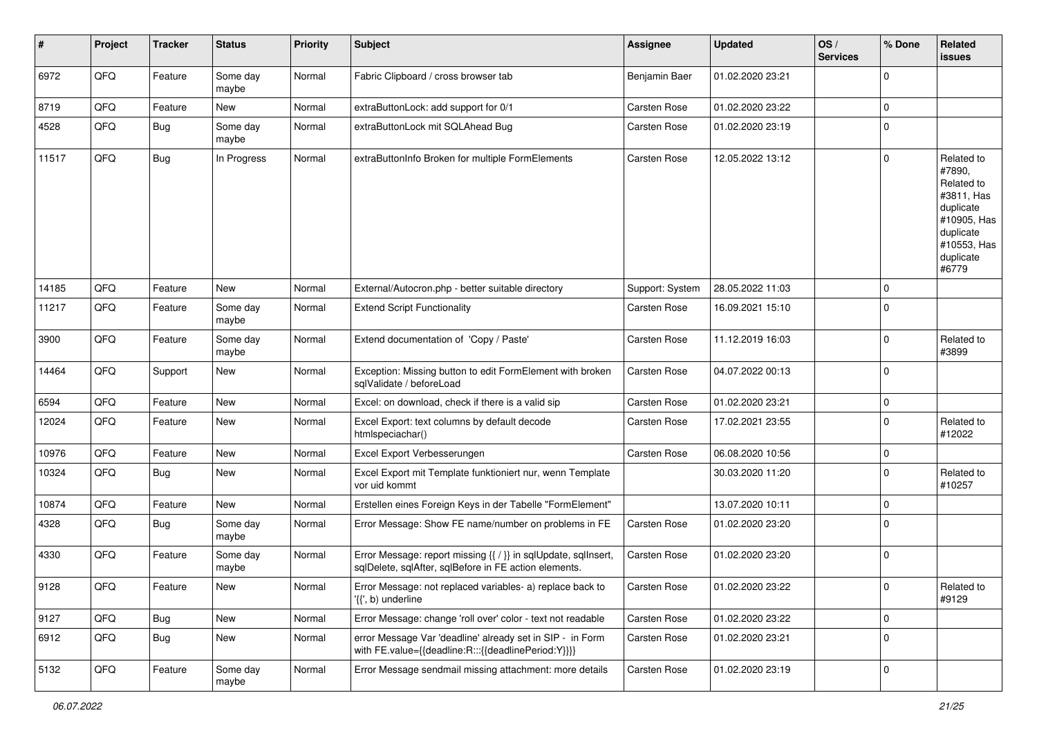| # | Project | Tracker | Status | Priority | Subject | Assignee | Updated | OS / Services | % Done | Related issues |
|---|---|---|---|---|---|---|---|---|---|---|
| 6972 | QFQ | Feature | Some day maybe | Normal | Fabric Clipboard / cross browser tab | Benjamin Baer | 01.02.2020 23:21 | | 0 | |
| 8719 | QFQ | Feature | New | Normal | extraButtonLock: add support for 0/1 | Carsten Rose | 01.02.2020 23:22 | | 0 | |
| 4528 | QFQ | Bug | Some day maybe | Normal | extraButtonLock mit SQLAhead Bug | Carsten Rose | 01.02.2020 23:19 | | 0 | |
| 11517 | QFQ | Bug | In Progress | Normal | extraButtonInfo Broken for multiple FormElements | Carsten Rose | 12.05.2022 13:12 | | 0 | Related to #7890, Related to #3811, Has duplicate #10905, Has duplicate #10553, Has duplicate #6779 |
| 14185 | QFQ | Feature | New | Normal | External/Autocron.php - better suitable directory | Support: System | 28.05.2022 11:03 | | 0 | |
| 11217 | QFQ | Feature | Some day maybe | Normal | Extend Script Functionality | Carsten Rose | 16.09.2021 15:10 | | 0 | |
| 3900 | QFQ | Feature | Some day maybe | Normal | Extend documentation of 'Copy / Paste' | Carsten Rose | 11.12.2019 16:03 | | 0 | Related to #3899 |
| 14464 | QFQ | Support | New | Normal | Exception: Missing button to edit FormElement with broken sqlValidate / beforeLoad | Carsten Rose | 04.07.2022 00:13 | | 0 | |
| 6594 | QFQ | Feature | New | Normal | Excel: on download, check if there is a valid sip | Carsten Rose | 01.02.2020 23:21 | | 0 | |
| 12024 | QFQ | Feature | New | Normal | Excel Export: text columns by default decode htmlspeciachar() | Carsten Rose | 17.02.2021 23:55 | | 0 | Related to #12022 |
| 10976 | QFQ | Feature | New | Normal | Excel Export Verbesserungen | Carsten Rose | 06.08.2020 10:56 | | 0 | |
| 10324 | QFQ | Bug | New | Normal | Excel Export mit Template funktioniert nur, wenn Template vor uid kommt | | 30.03.2020 11:20 | | 0 | Related to #10257 |
| 10874 | QFQ | Feature | New | Normal | Erstellen eines Foreign Keys in der Tabelle "FormElement" | | 13.07.2020 10:11 | | 0 | |
| 4328 | QFQ | Bug | Some day maybe | Normal | Error Message: Show FE name/number on problems in FE | Carsten Rose | 01.02.2020 23:20 | | 0 | |
| 4330 | QFQ | Feature | Some day maybe | Normal | Error Message: report missing {{ / }} in sqlUpdate, sqlInsert, sqlDelete, sqlAfter, sqlBefore in FE action elements. | Carsten Rose | 01.02.2020 23:20 | | 0 | |
| 9128 | QFQ | Feature | New | Normal | Error Message: not replaced variables- a) replace back to '{{', b) underline | Carsten Rose | 01.02.2020 23:22 | | 0 | Related to #9129 |
| 9127 | QFQ | Bug | New | Normal | Error Message: change 'roll over' color - text not readable | Carsten Rose | 01.02.2020 23:22 | | 0 | |
| 6912 | QFQ | Bug | New | Normal | error Message Var 'deadline' already set in SIP - in Form with FE.value={{deadline:R:::{{deadlinePeriod:Y}}}} | Carsten Rose | 01.02.2020 23:21 | | 0 | |
| 5132 | QFQ | Feature | Some day maybe | Normal | Error Message sendmail missing attachment: more details | Carsten Rose | 01.02.2020 23:19 | | 0 | |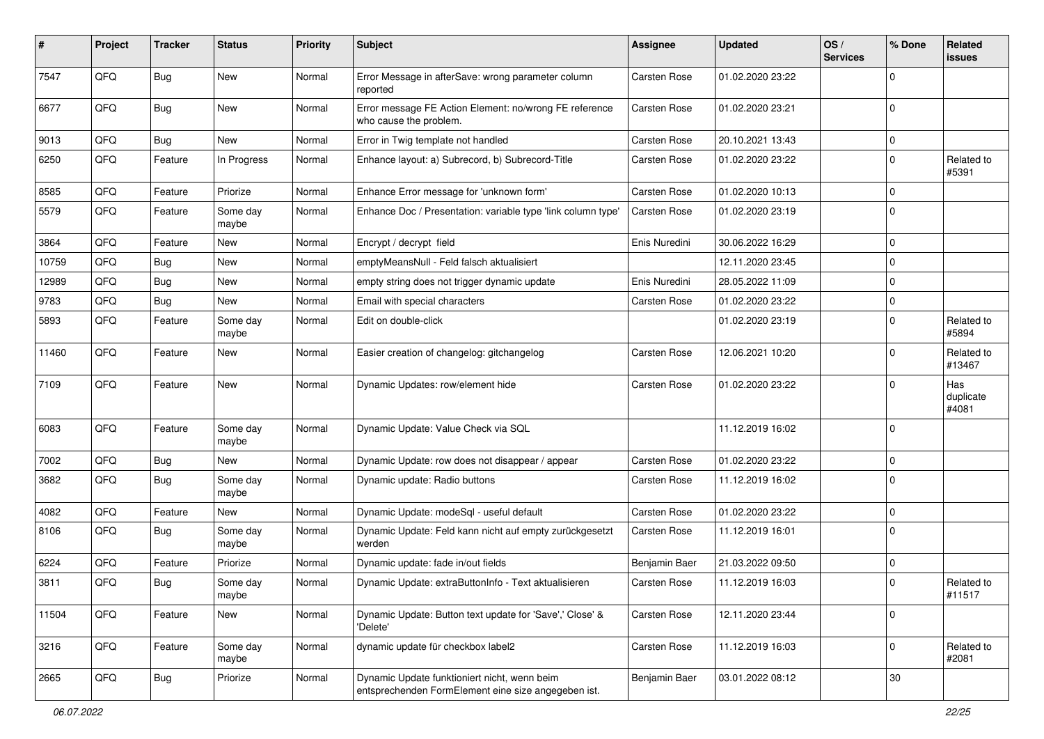| # | Project | Tracker | Status | Priority | Subject | Assignee | Updated | OS / Services | % Done | Related issues |
|---|---|---|---|---|---|---|---|---|---|---|
| 7547 | QFQ | Bug | New | Normal | Error Message in afterSave: wrong parameter column reported | Carsten Rose | 01.02.2020 23:22 | | 0 | |
| 6677 | QFQ | Bug | New | Normal | Error message FE Action Element: no/wrong FE reference who cause the problem. | Carsten Rose | 01.02.2020 23:21 | | 0 | |
| 9013 | QFQ | Bug | New | Normal | Error in Twig template not handled | Carsten Rose | 20.10.2021 13:43 | | 0 | |
| 6250 | QFQ | Feature | In Progress | Normal | Enhance layout: a) Subrecord, b) Subrecord-Title | Carsten Rose | 01.02.2020 23:22 | | 0 | Related to #5391 |
| 8585 | QFQ | Feature | Priorize | Normal | Enhance Error message for 'unknown form' | Carsten Rose | 01.02.2020 10:13 | | 0 | |
| 5579 | QFQ | Feature | Some day maybe | Normal | Enhance Doc / Presentation: variable type 'link column type' | Carsten Rose | 01.02.2020 23:19 | | 0 | |
| 3864 | QFQ | Feature | New | Normal | Encrypt / decrypt field | Enis Nuredini | 30.06.2022 16:29 | | 0 | |
| 10759 | QFQ | Bug | New | Normal | emptyMeansNull - Feld falsch aktualisiert | | 12.11.2020 23:45 | | 0 | |
| 12989 | QFQ | Bug | New | Normal | empty string does not trigger dynamic update | Enis Nuredini | 28.05.2022 11:09 | | 0 | |
| 9783 | QFQ | Bug | New | Normal | Email with special characters | Carsten Rose | 01.02.2020 23:22 | | 0 | |
| 5893 | QFQ | Feature | Some day maybe | Normal | Edit on double-click | | 01.02.2020 23:19 | | 0 | Related to #5894 |
| 11460 | QFQ | Feature | New | Normal | Easier creation of changelog: gitchangelog | Carsten Rose | 12.06.2021 10:20 | | 0 | Related to #13467 |
| 7109 | QFQ | Feature | New | Normal | Dynamic Updates: row/element hide | Carsten Rose | 01.02.2020 23:22 | | 0 | Has duplicate #4081 |
| 6083 | QFQ | Feature | Some day maybe | Normal | Dynamic Update: Value Check via SQL | | 11.12.2019 16:02 | | 0 | |
| 7002 | QFQ | Bug | New | Normal | Dynamic Update: row does not disappear / appear | Carsten Rose | 01.02.2020 23:22 | | 0 | |
| 3682 | QFQ | Bug | Some day maybe | Normal | Dynamic update: Radio buttons | Carsten Rose | 11.12.2019 16:02 | | 0 | |
| 4082 | QFQ | Feature | New | Normal | Dynamic Update: modeSql - useful default | Carsten Rose | 01.02.2020 23:22 | | 0 | |
| 8106 | QFQ | Bug | Some day maybe | Normal | Dynamic Update: Feld kann nicht auf empty zurückgesetzt werden | Carsten Rose | 11.12.2019 16:01 | | 0 | |
| 6224 | QFQ | Feature | Priorize | Normal | Dynamic update: fade in/out fields | Benjamin Baer | 21.03.2022 09:50 | | 0 | |
| 3811 | QFQ | Bug | Some day maybe | Normal | Dynamic Update: extraButtonInfo - Text aktualisieren | Carsten Rose | 11.12.2019 16:03 | | 0 | Related to #11517 |
| 11504 | QFQ | Feature | New | Normal | Dynamic Update: Button text update for 'Save',' Close' & 'Delete' | Carsten Rose | 12.11.2020 23:44 | | 0 | |
| 3216 | QFQ | Feature | Some day maybe | Normal | dynamic update für checkbox label2 | Carsten Rose | 11.12.2019 16:03 | | 0 | Related to #2081 |
| 2665 | QFQ | Bug | Priorize | Normal | Dynamic Update funktioniert nicht, wenn beim entsprechenden FormElement eine size angegeben ist. | Benjamin Baer | 03.01.2022 08:12 | | 30 | |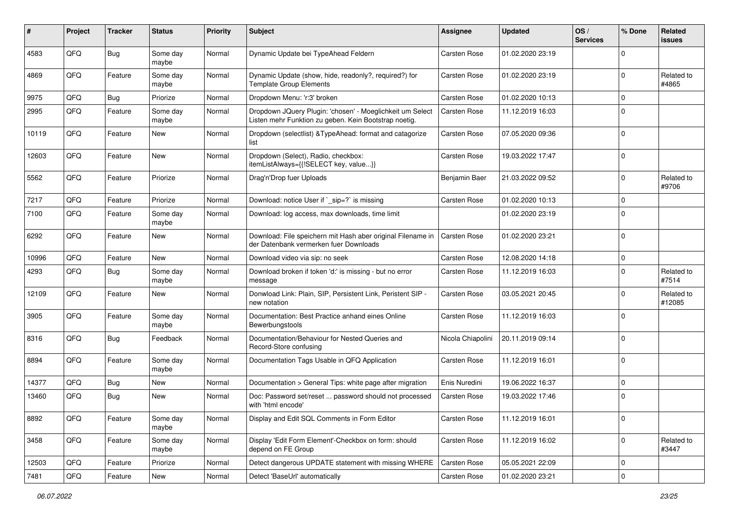| # | Project | Tracker | Status | Priority | Subject | Assignee | Updated | OS / Services | % Done | Related issues |
|---|---|---|---|---|---|---|---|---|---|---|
| 4583 | QFQ | Bug | Some day maybe | Normal | Dynamic Update bei TypeAhead Feldern | Carsten Rose | 01.02.2020 23:19 | | 0 | |
| 4869 | QFQ | Feature | Some day maybe | Normal | Dynamic Update (show, hide, readonly?, required?) for Template Group Elements | Carsten Rose | 01.02.2020 23:19 | | 0 | Related to #4865 |
| 9975 | QFQ | Bug | Priorize | Normal | Dropdown Menu: 'r:3' broken | Carsten Rose | 01.02.2020 10:13 | | 0 | |
| 2995 | QFQ | Feature | Some day maybe | Normal | Dropdown JQuery Plugin: 'chosen' - Moeglichkeit um Select Listen mehr Funktion zu geben. Kein Bootstrap noetig. | Carsten Rose | 11.12.2019 16:03 | | 0 | |
| 10119 | QFQ | Feature | New | Normal | Dropdown (selectlist) &TypeAhead: format and catagorize list | Carsten Rose | 07.05.2020 09:36 | | 0 | |
| 12603 | QFQ | Feature | New | Normal | Dropdown (Select), Radio, checkbox: itemListAlways={{!SELECT key, value...}} | Carsten Rose | 19.03.2022 17:47 | | 0 | |
| 5562 | QFQ | Feature | Priorize | Normal | Drag'n'Drop fuer Uploads | Benjamin Baer | 21.03.2022 09:52 | | 0 | Related to #9706 |
| 7217 | QFQ | Feature | Priorize | Normal | Download: notice User if `_sip=?` is missing | Carsten Rose | 01.02.2020 10:13 | | 0 | |
| 7100 | QFQ | Feature | Some day maybe | Normal | Download: log access, max downloads, time limit | | 01.02.2020 23:19 | | 0 | |
| 6292 | QFQ | Feature | New | Normal | Download: File speichern mit Hash aber original Filename in der Datenbank vermerken fuer Downloads | Carsten Rose | 01.02.2020 23:21 | | 0 | |
| 10996 | QFQ | Feature | New | Normal | Download video via sip: no seek | Carsten Rose | 12.08.2020 14:18 | | 0 | |
| 4293 | QFQ | Bug | Some day maybe | Normal | Download broken if token 'd:' is missing - but no error message | Carsten Rose | 11.12.2019 16:03 | | 0 | Related to #7514 |
| 12109 | QFQ | Feature | New | Normal | Donwload Link: Plain, SIP, Persistent Link, Peristent SIP - new notation | Carsten Rose | 03.05.2021 20:45 | | 0 | Related to #12085 |
| 3905 | QFQ | Feature | Some day maybe | Normal | Documentation: Best Practice anhand eines Online Bewerbungstools | Carsten Rose | 11.12.2019 16:03 | | 0 | |
| 8316 | QFQ | Bug | Feedback | Normal | Documentation/Behaviour for Nested Queries and Record-Store confusing | Nicola Chiapolini | 20.11.2019 09:14 | | 0 | |
| 8894 | QFQ | Feature | Some day maybe | Normal | Documentation Tags Usable in QFQ Application | Carsten Rose | 11.12.2019 16:01 | | 0 | |
| 14377 | QFQ | Bug | New | Normal | Documentation > General Tips: white page after migration | Enis Nuredini | 19.06.2022 16:37 | | 0 | |
| 13460 | QFQ | Bug | New | Normal | Doc: Password set/reset ... password should not processed with 'html encode' | Carsten Rose | 19.03.2022 17:46 | | 0 | |
| 8892 | QFQ | Feature | Some day maybe | Normal | Display and Edit SQL Comments in Form Editor | Carsten Rose | 11.12.2019 16:01 | | 0 | |
| 3458 | QFQ | Feature | Some day maybe | Normal | Display 'Edit Form Element'-Checkbox on form: should depend on FE Group | Carsten Rose | 11.12.2019 16:02 | | 0 | Related to #3447 |
| 12503 | QFQ | Feature | Priorize | Normal | Detect dangerous UPDATE statement with missing WHERE | Carsten Rose | 05.05.2021 22:09 | | 0 | |
| 7481 | QFQ | Feature | New | Normal | Detect 'BaseUrl' automatically | Carsten Rose | 01.02.2020 23:21 | | 0 | |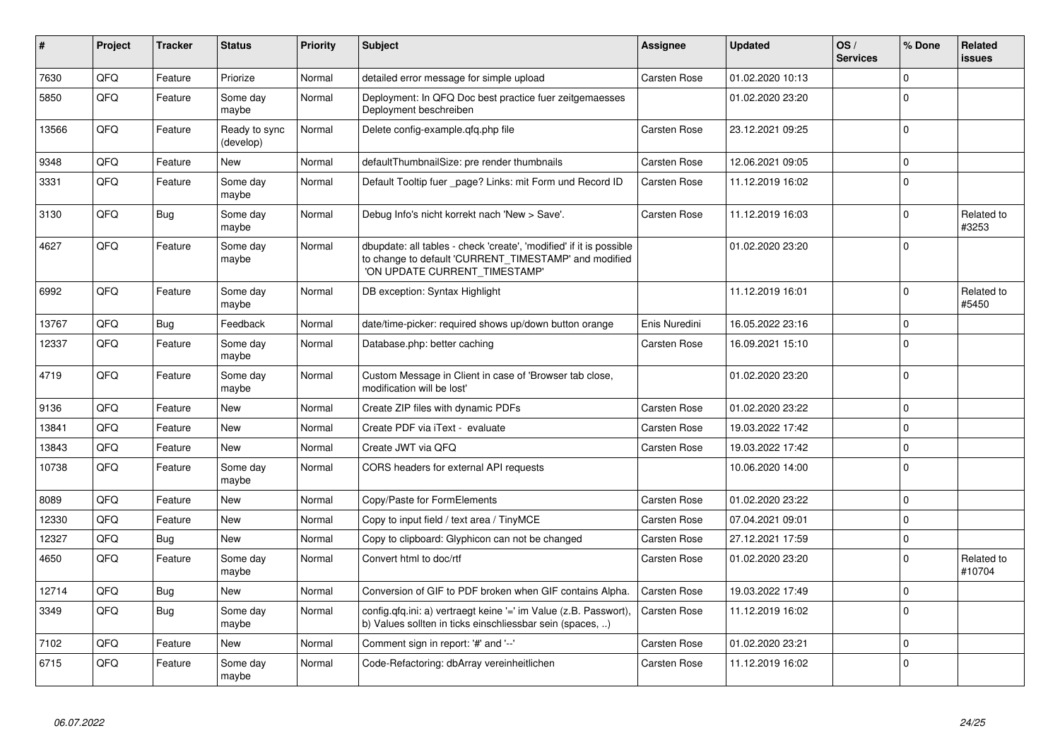| # | Project | Tracker | Status | Priority | Subject | Assignee | Updated | OS / Services | % Done | Related issues |
|---|---|---|---|---|---|---|---|---|---|---|
| 7630 | QFQ | Feature | Priorize | Normal | detailed error message for simple upload | Carsten Rose | 01.02.2020 10:13 | | 0 | |
| 5850 | QFQ | Feature | Some day maybe | Normal | Deployment: In QFQ Doc best practice fuer zeitgemaesses Deployment beschreiben | | 01.02.2020 23:20 | | 0 | |
| 13566 | QFQ | Feature | Ready to sync (develop) | Normal | Delete config-example.qfq.php file | Carsten Rose | 23.12.2021 09:25 | | 0 | |
| 9348 | QFQ | Feature | New | Normal | defaultThumbnailSize: pre render thumbnails | Carsten Rose | 12.06.2021 09:05 | | 0 | |
| 3331 | QFQ | Feature | Some day maybe | Normal | Default Tooltip fuer _page? Links: mit Form und Record ID | Carsten Rose | 11.12.2019 16:02 | | 0 | |
| 3130 | QFQ | Bug | Some day maybe | Normal | Debug Info's nicht korrekt nach 'New > Save'. | Carsten Rose | 11.12.2019 16:03 | | 0 | Related to #3253 |
| 4627 | QFQ | Feature | Some day maybe | Normal | dbupdate: all tables - check 'create', 'modified' if it is possible to change to default 'CURRENT_TIMESTAMP' and modified 'ON UPDATE CURRENT_TIMESTAMP' | | 01.02.2020 23:20 | | 0 | |
| 6992 | QFQ | Feature | Some day maybe | Normal | DB exception: Syntax Highlight | | 11.12.2019 16:01 | | 0 | Related to #5450 |
| 13767 | QFQ | Bug | Feedback | Normal | date/time-picker: required shows up/down button orange | Enis Nuredini | 16.05.2022 23:16 | | 0 | |
| 12337 | QFQ | Feature | Some day maybe | Normal | Database.php: better caching | Carsten Rose | 16.09.2021 15:10 | | 0 | |
| 4719 | QFQ | Feature | Some day maybe | Normal | Custom Message in Client in case of 'Browser tab close, modification will be lost' | | 01.02.2020 23:20 | | 0 | |
| 9136 | QFQ | Feature | New | Normal | Create ZIP files with dynamic PDFs | Carsten Rose | 01.02.2020 23:22 | | 0 | |
| 13841 | QFQ | Feature | New | Normal | Create PDF via iText - evaluate | Carsten Rose | 19.03.2022 17:42 | | 0 | |
| 13843 | QFQ | Feature | New | Normal | Create JWT via QFQ | Carsten Rose | 19.03.2022 17:42 | | 0 | |
| 10738 | QFQ | Feature | Some day maybe | Normal | CORS headers for external API requests | | 10.06.2020 14:00 | | 0 | |
| 8089 | QFQ | Feature | New | Normal | Copy/Paste for FormElements | Carsten Rose | 01.02.2020 23:22 | | 0 | |
| 12330 | QFQ | Feature | New | Normal | Copy to input field / text area / TinyMCE | Carsten Rose | 07.04.2021 09:01 | | 0 | |
| 12327 | QFQ | Bug | New | Normal | Copy to clipboard: Glyphicon can not be changed | Carsten Rose | 27.12.2021 17:59 | | 0 | |
| 4650 | QFQ | Feature | Some day maybe | Normal | Convert html to doc/rtf | Carsten Rose | 01.02.2020 23:20 | | 0 | Related to #10704 |
| 12714 | QFQ | Bug | New | Normal | Conversion of GIF to PDF broken when GIF contains Alpha. | Carsten Rose | 19.03.2022 17:49 | | 0 | |
| 3349 | QFQ | Bug | Some day maybe | Normal | config.qfq.ini: a) vertraegt keine '=' im Value (z.B. Passwort), b) Values sollten in ticks einschliessbar sein (spaces, ..) | Carsten Rose | 11.12.2019 16:02 | | 0 | |
| 7102 | QFQ | Feature | New | Normal | Comment sign in report: '#' and '--' | Carsten Rose | 01.02.2020 23:21 | | 0 | |
| 6715 | QFQ | Feature | Some day maybe | Normal | Code-Refactoring: dbArray vereinheitlichen | Carsten Rose | 11.12.2019 16:02 | | 0 | |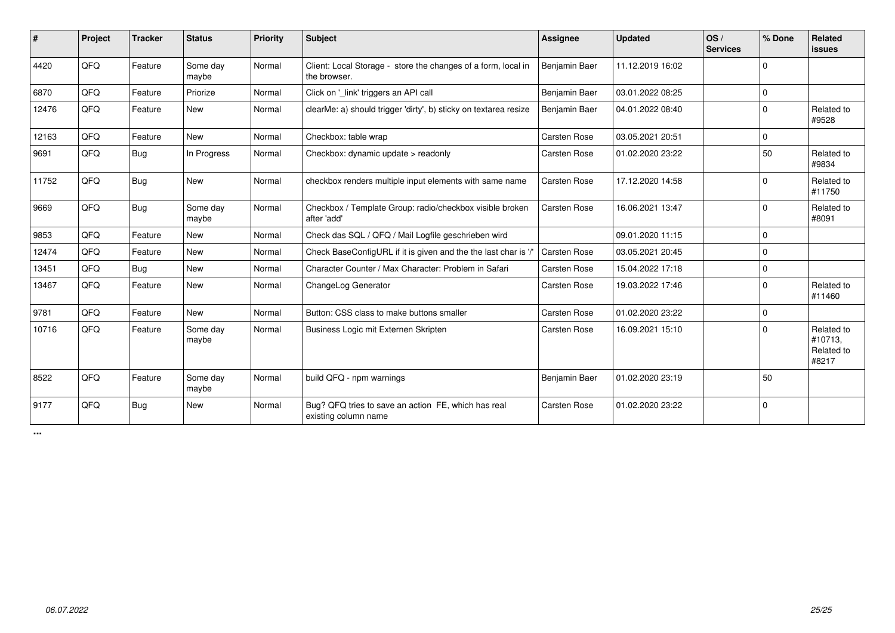| # | Project | Tracker | Status | Priority | Subject | Assignee | Updated | OS / Services | % Done | Related issues |
|---|---|---|---|---|---|---|---|---|---|---|
| 4420 | QFQ | Feature | Some day maybe | Normal | Client: Local Storage - store the changes of a form, local in the browser. | Benjamin Baer | 11.12.2019 16:02 | | 0 | |
| 6870 | QFQ | Feature | Priorize | Normal | Click on '_link' triggers an API call | Benjamin Baer | 03.01.2022 08:25 | | 0 | |
| 12476 | QFQ | Feature | New | Normal | clearMe: a) should trigger 'dirty', b) sticky on textarea resize | Benjamin Baer | 04.01.2022 08:40 | | 0 | Related to #9528 |
| 12163 | QFQ | Feature | New | Normal | Checkbox: table wrap | Carsten Rose | 03.05.2021 20:51 | | 0 | |
| 9691 | QFQ | Bug | In Progress | Normal | Checkbox: dynamic update > readonly | Carsten Rose | 01.02.2020 23:22 | | 50 | Related to #9834 |
| 11752 | QFQ | Bug | New | Normal | checkbox renders multiple input elements with same name | Carsten Rose | 17.12.2020 14:58 | | 0 | Related to #11750 |
| 9669 | QFQ | Bug | Some day maybe | Normal | Checkbox / Template Group: radio/checkbox visible broken after 'add' | Carsten Rose | 16.06.2021 13:47 | | 0 | Related to #8091 |
| 9853 | QFQ | Feature | New | Normal | Check das SQL / QFQ / Mail Logfile geschrieben wird | | 09.01.2020 11:15 | | 0 | |
| 12474 | QFQ | Feature | New | Normal | Check BaseConfigURL if it is given and the the last char is '/' | Carsten Rose | 03.05.2021 20:45 | | 0 | |
| 13451 | QFQ | Bug | New | Normal | Character Counter / Max Character: Problem in Safari | Carsten Rose | 15.04.2022 17:18 | | 0 | |
| 13467 | QFQ | Feature | New | Normal | ChangeLog Generator | Carsten Rose | 19.03.2022 17:46 | | 0 | Related to #11460 |
| 9781 | QFQ | Feature | New | Normal | Button: CSS class to make buttons smaller | Carsten Rose | 01.02.2020 23:22 | | 0 | |
| 10716 | QFQ | Feature | Some day maybe | Normal | Business Logic mit Externen Skripten | Carsten Rose | 16.09.2021 15:10 | | 0 | Related to #10713, Related to #8217 |
| 8522 | QFQ | Feature | Some day maybe | Normal | build QFQ - npm warnings | Benjamin Baer | 01.02.2020 23:19 | | 50 | |
| 9177 | QFQ | Bug | New | Normal | Bug? QFQ tries to save an action FE, which has real existing column name | Carsten Rose | 01.02.2020 23:22 | | 0 | |

...